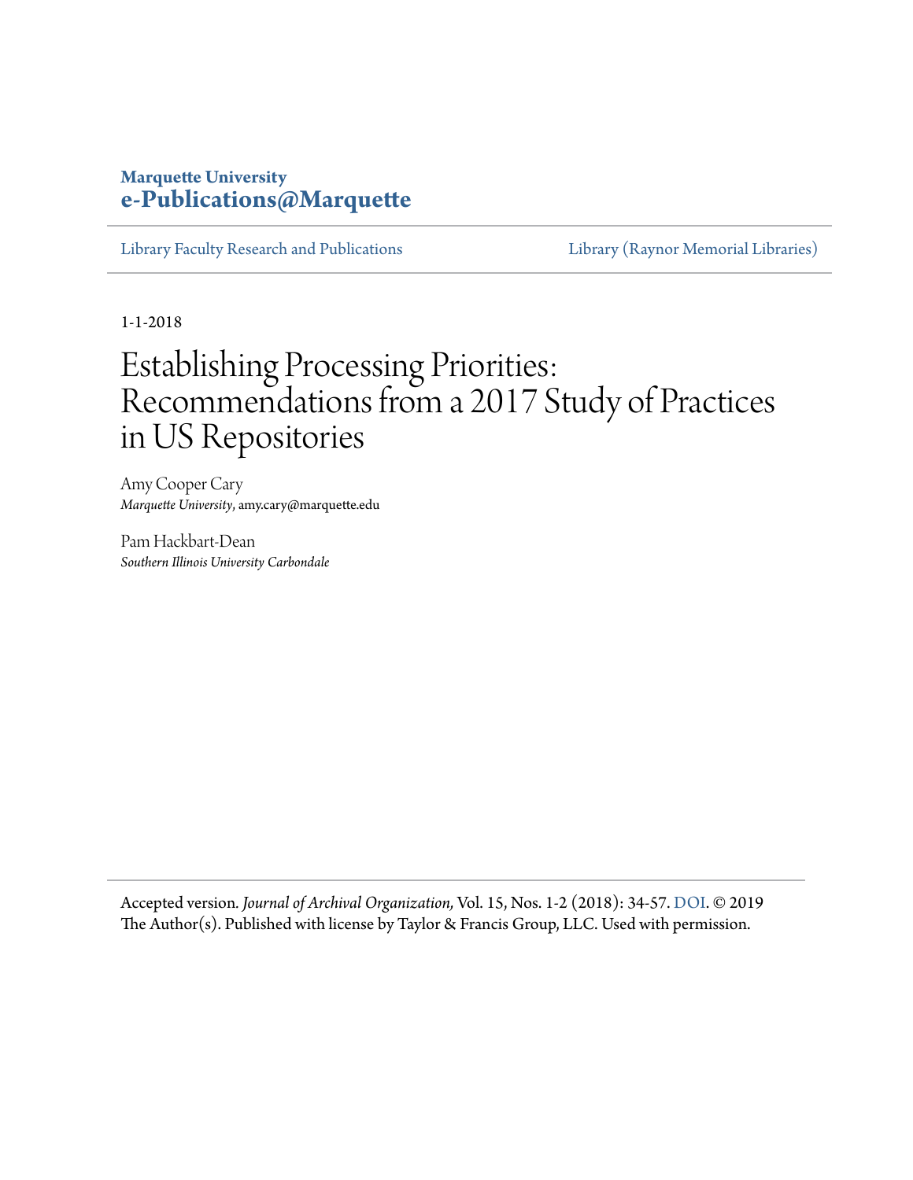Marquette University
**e-Publications@Marquette**

Library Faculty Research and Publications | Library (Raynor Memorial Libraries)

1-1-2018

# Establishing Processing Priorities: Recommendations from a 2017 Study of Practices in US Repositories

Amy Cooper Cary
*Marquette University*, amy.cary@marquette.edu

Pam Hackbart-Dean
*Southern Illinois University Carbondale*

Accepted version. *Journal of Archival Organization*, Vol. 15, Nos. 1-2 (2018): 34-57. DOI. © 2019 The Author(s). Published with license by Taylor & Francis Group, LLC. Used with permission.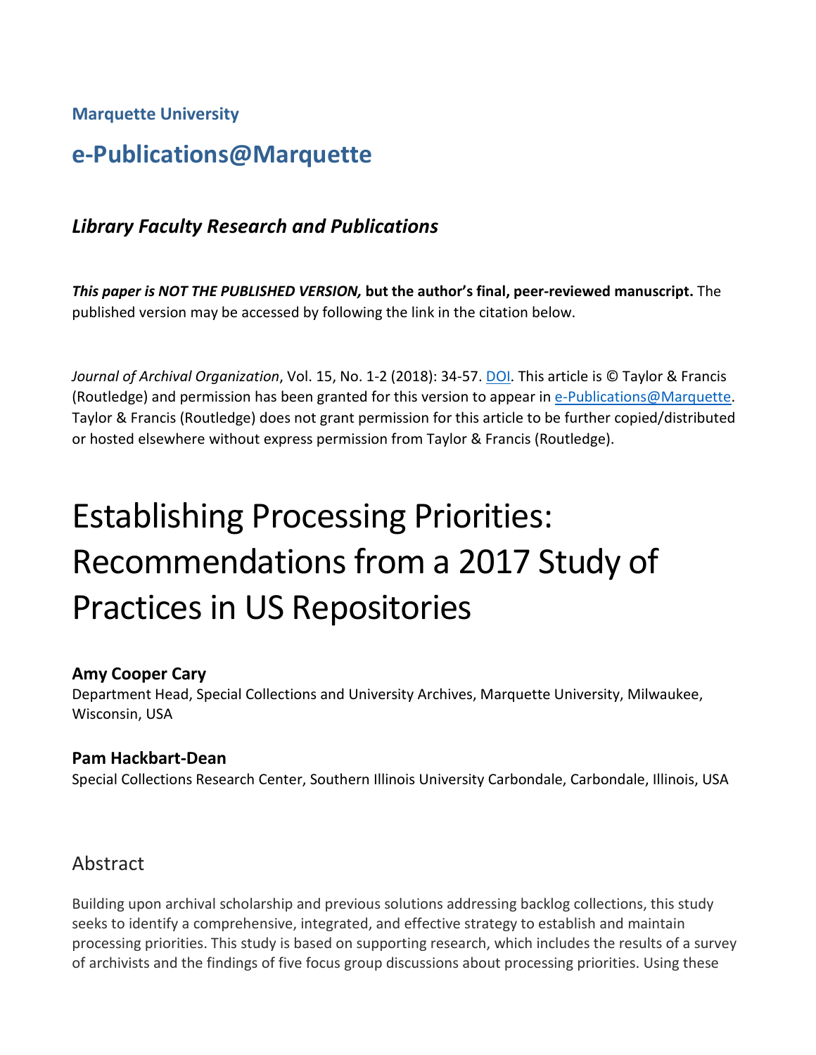**Marquette University**

# e-Publications@Marquette

### *Library Faculty Research and Publications*

***This paper is NOT THE PUBLISHED VERSION,*** **but the author's final, peer-reviewed manuscript.** The published version may be accessed by following the link in the citation below.

*Journal of Archival Organization*, Vol. 15, No. 1-2 (2018): 34-57. DOI. This article is © Taylor & Francis (Routledge) and permission has been granted for this version to appear in e-Publications@Marquette. Taylor & Francis (Routledge) does not grant permission for this article to be further copied/distributed or hosted elsewhere without express permission from Taylor & Francis (Routledge).

# Establishing Processing Priorities: Recommendations from a 2017 Study of Practices in US Repositories

**Amy Cooper Cary**
Department Head, Special Collections and University Archives, Marquette University, Milwaukee, Wisconsin, USA

**Pam Hackbart-Dean**
Special Collections Research Center, Southern Illinois University Carbondale, Carbondale, Illinois, USA

## Abstract

Building upon archival scholarship and previous solutions addressing backlog collections, this study seeks to identify a comprehensive, integrated, and effective strategy to establish and maintain processing priorities. This study is based on supporting research, which includes the results of a survey of archivists and the findings of five focus group discussions about processing priorities. Using these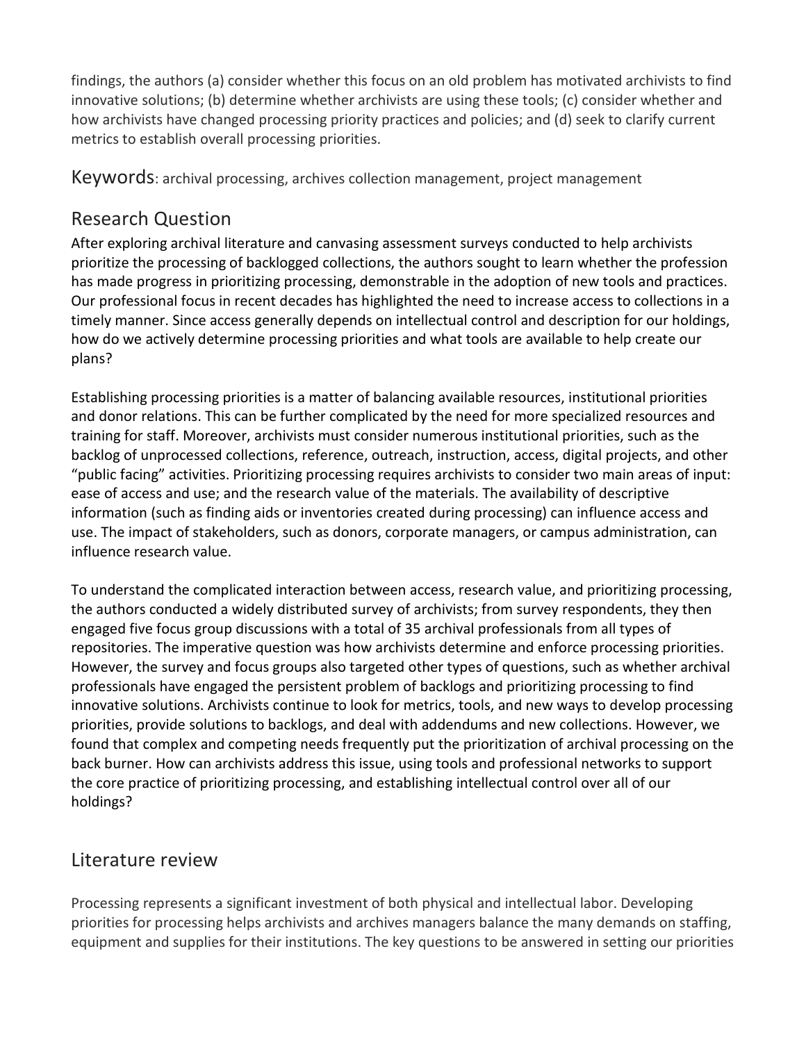findings, the authors (a) consider whether this focus on an old problem has motivated archivists to find innovative solutions; (b) determine whether archivists are using these tools; (c) consider whether and how archivists have changed processing priority practices and policies; and (d) seek to clarify current metrics to establish overall processing priorities.

Keywords: archival processing, archives collection management, project management

## Research Question

After exploring archival literature and canvasing assessment surveys conducted to help archivists prioritize the processing of backlogged collections, the authors sought to learn whether the profession has made progress in prioritizing processing, demonstrable in the adoption of new tools and practices. Our professional focus in recent decades has highlighted the need to increase access to collections in a timely manner. Since access generally depends on intellectual control and description for our holdings, how do we actively determine processing priorities and what tools are available to help create our plans?

Establishing processing priorities is a matter of balancing available resources, institutional priorities and donor relations. This can be further complicated by the need for more specialized resources and training for staff. Moreover, archivists must consider numerous institutional priorities, such as the backlog of unprocessed collections, reference, outreach, instruction, access, digital projects, and other "public facing" activities. Prioritizing processing requires archivists to consider two main areas of input: ease of access and use; and the research value of the materials. The availability of descriptive information (such as finding aids or inventories created during processing) can influence access and use. The impact of stakeholders, such as donors, corporate managers, or campus administration, can influence research value.

To understand the complicated interaction between access, research value, and prioritizing processing, the authors conducted a widely distributed survey of archivists; from survey respondents, they then engaged five focus group discussions with a total of 35 archival professionals from all types of repositories. The imperative question was how archivists determine and enforce processing priorities. However, the survey and focus groups also targeted other types of questions, such as whether archival professionals have engaged the persistent problem of backlogs and prioritizing processing to find innovative solutions. Archivists continue to look for metrics, tools, and new ways to develop processing priorities, provide solutions to backlogs, and deal with addendums and new collections. However, we found that complex and competing needs frequently put the prioritization of archival processing on the back burner. How can archivists address this issue, using tools and professional networks to support the core practice of prioritizing processing, and establishing intellectual control over all of our holdings?

## Literature review

Processing represents a significant investment of both physical and intellectual labor. Developing priorities for processing helps archivists and archives managers balance the many demands on staffing, equipment and supplies for their institutions. The key questions to be answered in setting our priorities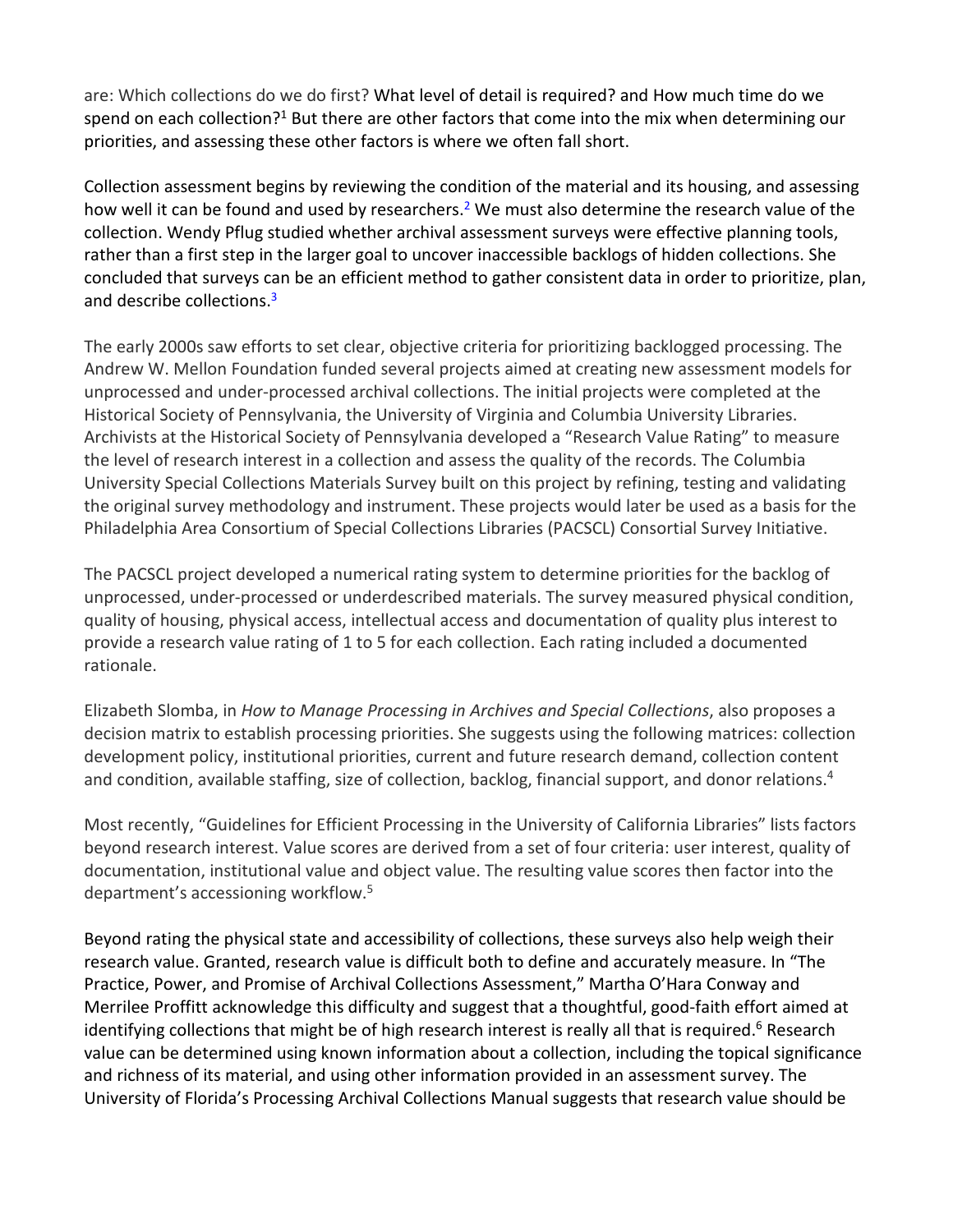are: Which collections do we do first? What level of detail is required? and How much time do we spend on each collection?[1] But there are other factors that come into the mix when determining our priorities, and assessing these other factors is where we often fall short.

Collection assessment begins by reviewing the condition of the material and its housing, and assessing how well it can be found and used by researchers.[2] We must also determine the research value of the collection. Wendy Pflug studied whether archival assessment surveys were effective planning tools, rather than a first step in the larger goal to uncover inaccessible backlogs of hidden collections. She concluded that surveys can be an efficient method to gather consistent data in order to prioritize, plan, and describe collections.[3]

The early 2000s saw efforts to set clear, objective criteria for prioritizing backlogged processing. The Andrew W. Mellon Foundation funded several projects aimed at creating new assessment models for unprocessed and under-processed archival collections. The initial projects were completed at the Historical Society of Pennsylvania, the University of Virginia and Columbia University Libraries. Archivists at the Historical Society of Pennsylvania developed a "Research Value Rating" to measure the level of research interest in a collection and assess the quality of the records. The Columbia University Special Collections Materials Survey built on this project by refining, testing and validating the original survey methodology and instrument. These projects would later be used as a basis for the Philadelphia Area Consortium of Special Collections Libraries (PACSCL) Consortial Survey Initiative.

The PACSCL project developed a numerical rating system to determine priorities for the backlog of unprocessed, under-processed or underdescribed materials. The survey measured physical condition, quality of housing, physical access, intellectual access and documentation of quality plus interest to provide a research value rating of 1 to 5 for each collection. Each rating included a documented rationale.

Elizabeth Slomba, in *How to Manage Processing in Archives and Special Collections*, also proposes a decision matrix to establish processing priorities. She suggests using the following matrices: collection development policy, institutional priorities, current and future research demand, collection content and condition, available staffing, size of collection, backlog, financial support, and donor relations.[4]

Most recently, "Guidelines for Efficient Processing in the University of California Libraries" lists factors beyond research interest. Value scores are derived from a set of four criteria: user interest, quality of documentation, institutional value and object value. The resulting value scores then factor into the department's accessioning workflow.[5]

Beyond rating the physical state and accessibility of collections, these surveys also help weigh their research value. Granted, research value is difficult both to define and accurately measure. In "The Practice, Power, and Promise of Archival Collections Assessment," Martha O'Hara Conway and Merrilee Proffitt acknowledge this difficulty and suggest that a thoughtful, good-faith effort aimed at identifying collections that might be of high research interest is really all that is required.[6] Research value can be determined using known information about a collection, including the topical significance and richness of its material, and using other information provided in an assessment survey. The University of Florida's Processing Archival Collections Manual suggests that research value should be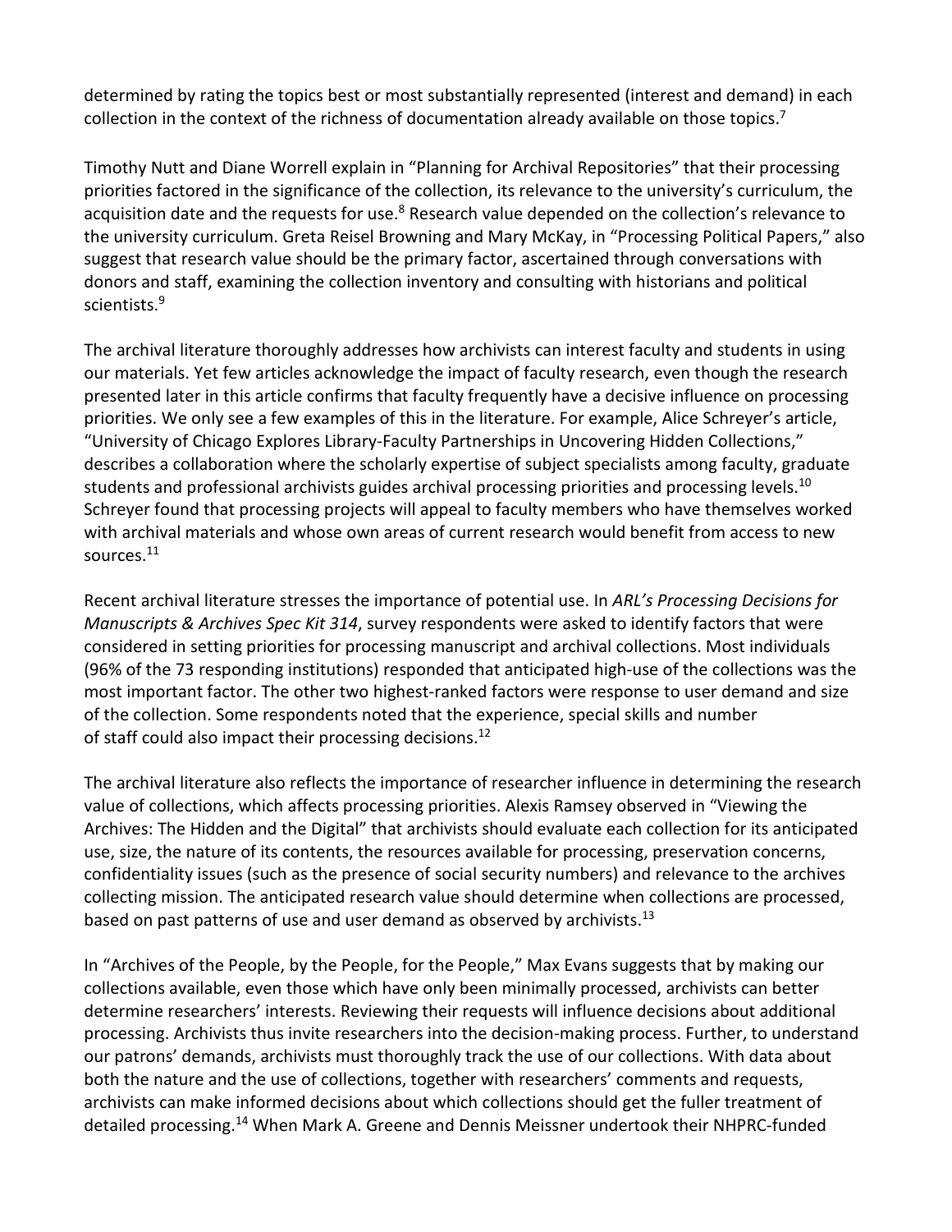determined by rating the topics best or most substantially represented (interest and demand) in each collection in the context of the richness of documentation already available on those topics.[7]

Timothy Nutt and Diane Worrell explain in "Planning for Archival Repositories" that their processing priorities factored in the significance of the collection, its relevance to the university's curriculum, the acquisition date and the requests for use.[8] Research value depended on the collection's relevance to the university curriculum. Greta Reisel Browning and Mary McKay, in "Processing Political Papers," also suggest that research value should be the primary factor, ascertained through conversations with donors and staff, examining the collection inventory and consulting with historians and political scientists.[9]

The archival literature thoroughly addresses how archivists can interest faculty and students in using our materials. Yet few articles acknowledge the impact of faculty research, even though the research presented later in this article confirms that faculty frequently have a decisive influence on processing priorities. We only see a few examples of this in the literature. For example, Alice Schreyer's article, "University of Chicago Explores Library-Faculty Partnerships in Uncovering Hidden Collections," describes a collaboration where the scholarly expertise of subject specialists among faculty, graduate students and professional archivists guides archival processing priorities and processing levels.[10] Schreyer found that processing projects will appeal to faculty members who have themselves worked with archival materials and whose own areas of current research would benefit from access to new sources.[11]

Recent archival literature stresses the importance of potential use. In *ARL's Processing Decisions for Manuscripts & Archives Spec Kit 314*, survey respondents were asked to identify factors that were considered in setting priorities for processing manuscript and archival collections. Most individuals (96% of the 73 responding institutions) responded that anticipated high-use of the collections was the most important factor. The other two highest-ranked factors were response to user demand and size of the collection. Some respondents noted that the experience, special skills and number of staff could also impact their processing decisions.[12]

The archival literature also reflects the importance of researcher influence in determining the research value of collections, which affects processing priorities. Alexis Ramsey observed in "Viewing the Archives: The Hidden and the Digital" that archivists should evaluate each collection for its anticipated use, size, the nature of its contents, the resources available for processing, preservation concerns, confidentiality issues (such as the presence of social security numbers) and relevance to the archives collecting mission. The anticipated research value should determine when collections are processed, based on past patterns of use and user demand as observed by archivists.[13]

In "Archives of the People, by the People, for the People," Max Evans suggests that by making our collections available, even those which have only been minimally processed, archivists can better determine researchers' interests. Reviewing their requests will influence decisions about additional processing. Archivists thus invite researchers into the decision-making process. Further, to understand our patrons' demands, archivists must thoroughly track the use of our collections. With data about both the nature and the use of collections, together with researchers' comments and requests, archivists can make informed decisions about which collections should get the fuller treatment of detailed processing.[14] When Mark A. Greene and Dennis Meissner undertook their NHPRC-funded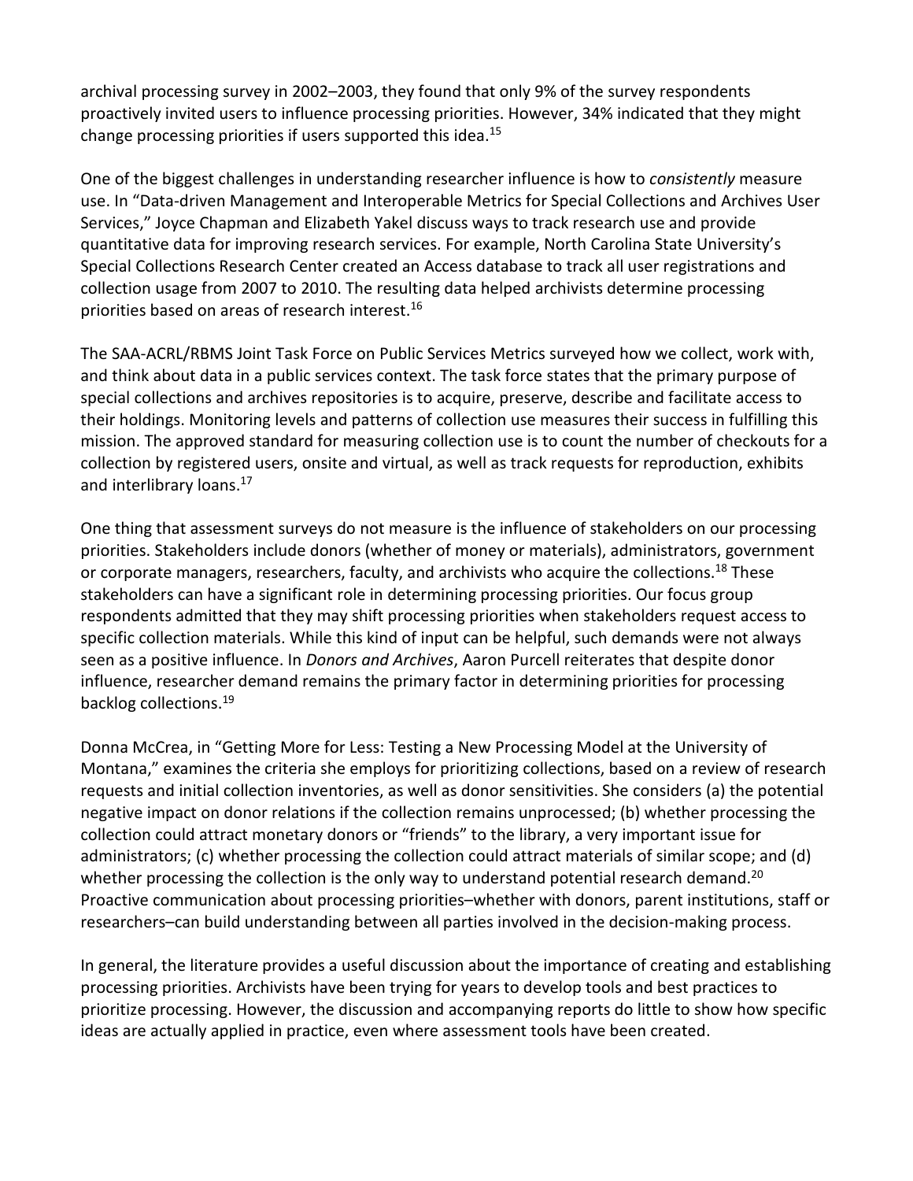archival processing survey in 2002–2003, they found that only 9% of the survey respondents proactively invited users to influence processing priorities. However, 34% indicated that they might change processing priorities if users supported this idea.[15]

One of the biggest challenges in understanding researcher influence is how to *consistently* measure use. In "Data-driven Management and Interoperable Metrics for Special Collections and Archives User Services," Joyce Chapman and Elizabeth Yakel discuss ways to track research use and provide quantitative data for improving research services. For example, North Carolina State University's Special Collections Research Center created an Access database to track all user registrations and collection usage from 2007 to 2010. The resulting data helped archivists determine processing priorities based on areas of research interest.[16]

The SAA-ACRL/RBMS Joint Task Force on Public Services Metrics surveyed how we collect, work with, and think about data in a public services context. The task force states that the primary purpose of special collections and archives repositories is to acquire, preserve, describe and facilitate access to their holdings. Monitoring levels and patterns of collection use measures their success in fulfilling this mission. The approved standard for measuring collection use is to count the number of checkouts for a collection by registered users, onsite and virtual, as well as track requests for reproduction, exhibits and interlibrary loans.[17]

One thing that assessment surveys do not measure is the influence of stakeholders on our processing priorities. Stakeholders include donors (whether of money or materials), administrators, government or corporate managers, researchers, faculty, and archivists who acquire the collections.[18] These stakeholders can have a significant role in determining processing priorities. Our focus group respondents admitted that they may shift processing priorities when stakeholders request access to specific collection materials. While this kind of input can be helpful, such demands were not always seen as a positive influence. In *Donors and Archives*, Aaron Purcell reiterates that despite donor influence, researcher demand remains the primary factor in determining priorities for processing backlog collections.[19]

Donna McCrea, in "Getting More for Less: Testing a New Processing Model at the University of Montana," examines the criteria she employs for prioritizing collections, based on a review of research requests and initial collection inventories, as well as donor sensitivities. She considers (a) the potential negative impact on donor relations if the collection remains unprocessed; (b) whether processing the collection could attract monetary donors or "friends" to the library, a very important issue for administrators; (c) whether processing the collection could attract materials of similar scope; and (d) whether processing the collection is the only way to understand potential research demand.[20] Proactive communication about processing priorities–whether with donors, parent institutions, staff or researchers–can build understanding between all parties involved in the decision-making process.

In general, the literature provides a useful discussion about the importance of creating and establishing processing priorities. Archivists have been trying for years to develop tools and best practices to prioritize processing. However, the discussion and accompanying reports do little to show how specific ideas are actually applied in practice, even where assessment tools have been created.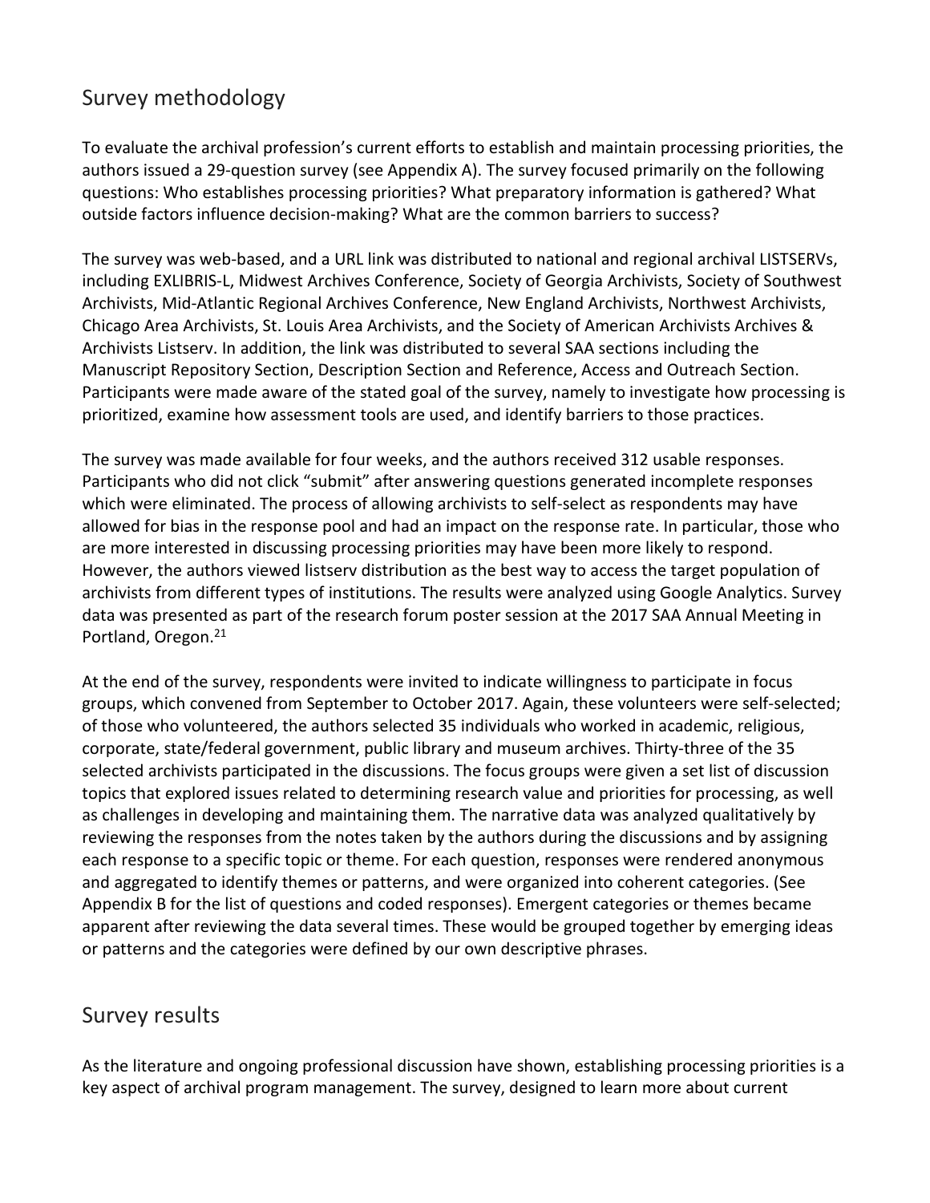## Survey methodology

To evaluate the archival profession's current efforts to establish and maintain processing priorities, the authors issued a 29-question survey (see Appendix A). The survey focused primarily on the following questions: Who establishes processing priorities? What preparatory information is gathered? What outside factors influence decision-making? What are the common barriers to success?

The survey was web-based, and a URL link was distributed to national and regional archival LISTSERVs, including EXLIBRIS-L, Midwest Archives Conference, Society of Georgia Archivists, Society of Southwest Archivists, Mid-Atlantic Regional Archives Conference, New England Archivists, Northwest Archivists, Chicago Area Archivists, St. Louis Area Archivists, and the Society of American Archivists Archives & Archivists Listserv. In addition, the link was distributed to several SAA sections including the Manuscript Repository Section, Description Section and Reference, Access and Outreach Section. Participants were made aware of the stated goal of the survey, namely to investigate how processing is prioritized, examine how assessment tools are used, and identify barriers to those practices.

The survey was made available for four weeks, and the authors received 312 usable responses. Participants who did not click "submit" after answering questions generated incomplete responses which were eliminated. The process of allowing archivists to self-select as respondents may have allowed for bias in the response pool and had an impact on the response rate. In particular, those who are more interested in discussing processing priorities may have been more likely to respond. However, the authors viewed listserv distribution as the best way to access the target population of archivists from different types of institutions. The results were analyzed using Google Analytics. Survey data was presented as part of the research forum poster session at the 2017 SAA Annual Meeting in Portland, Oregon.[21]

At the end of the survey, respondents were invited to indicate willingness to participate in focus groups, which convened from September to October 2017. Again, these volunteers were self-selected; of those who volunteered, the authors selected 35 individuals who worked in academic, religious, corporate, state/federal government, public library and museum archives. Thirty-three of the 35 selected archivists participated in the discussions. The focus groups were given a set list of discussion topics that explored issues related to determining research value and priorities for processing, as well as challenges in developing and maintaining them. The narrative data was analyzed qualitatively by reviewing the responses from the notes taken by the authors during the discussions and by assigning each response to a specific topic or theme. For each question, responses were rendered anonymous and aggregated to identify themes or patterns, and were organized into coherent categories. (See Appendix B for the list of questions and coded responses). Emergent categories or themes became apparent after reviewing the data several times. These would be grouped together by emerging ideas or patterns and the categories were defined by our own descriptive phrases.

## Survey results

As the literature and ongoing professional discussion have shown, establishing processing priorities is a key aspect of archival program management. The survey, designed to learn more about current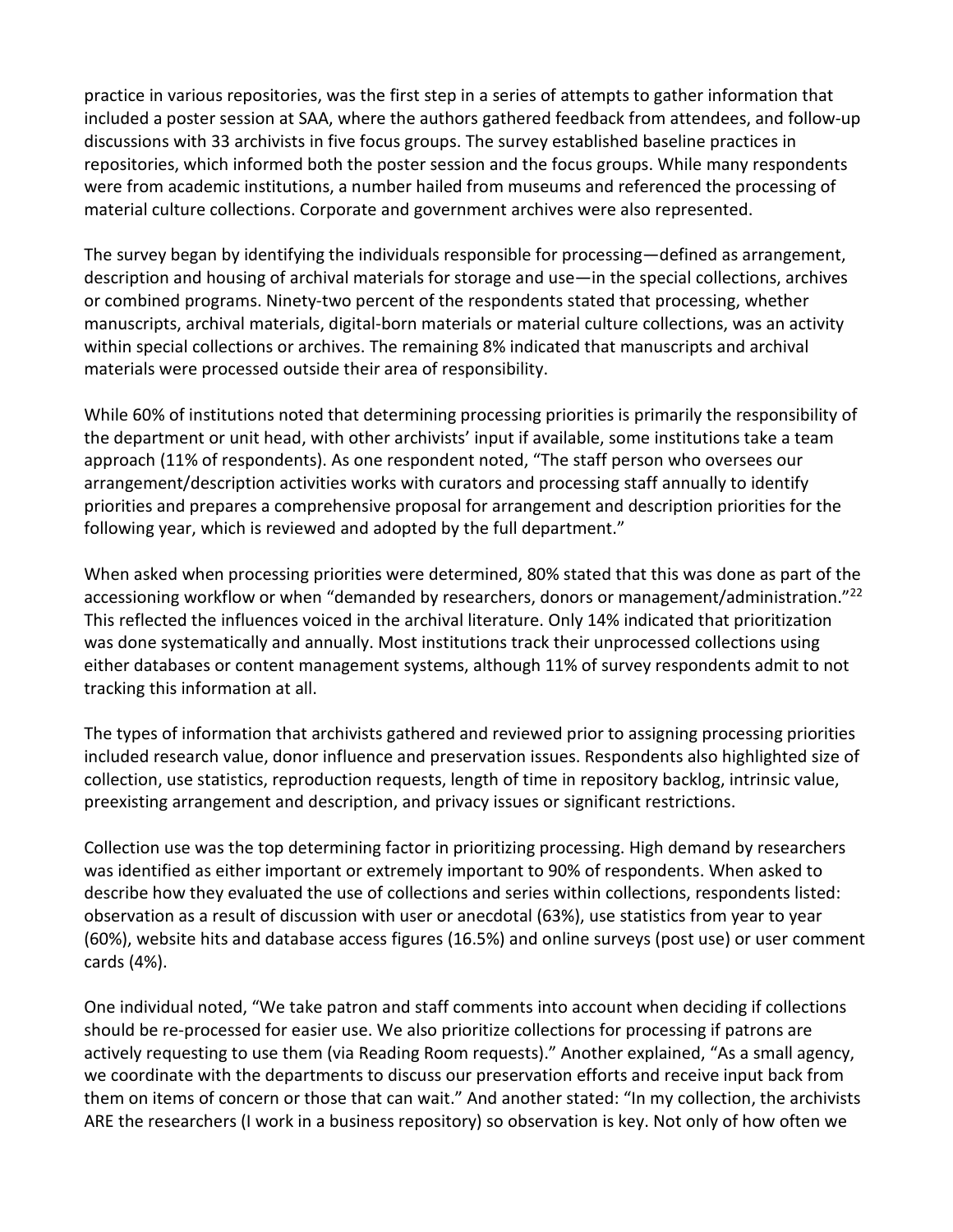practice in various repositories, was the first step in a series of attempts to gather information that included a poster session at SAA, where the authors gathered feedback from attendees, and follow-up discussions with 33 archivists in five focus groups. The survey established baseline practices in repositories, which informed both the poster session and the focus groups. While many respondents were from academic institutions, a number hailed from museums and referenced the processing of material culture collections. Corporate and government archives were also represented.

The survey began by identifying the individuals responsible for processing—defined as arrangement, description and housing of archival materials for storage and use—in the special collections, archives or combined programs. Ninety-two percent of the respondents stated that processing, whether manuscripts, archival materials, digital-born materials or material culture collections, was an activity within special collections or archives. The remaining 8% indicated that manuscripts and archival materials were processed outside their area of responsibility.

While 60% of institutions noted that determining processing priorities is primarily the responsibility of the department or unit head, with other archivists' input if available, some institutions take a team approach (11% of respondents). As one respondent noted, "The staff person who oversees our arrangement/description activities works with curators and processing staff annually to identify priorities and prepares a comprehensive proposal for arrangement and description priorities for the following year, which is reviewed and adopted by the full department."

When asked when processing priorities were determined, 80% stated that this was done as part of the accessioning workflow or when "demanded by researchers, donors or management/administration."[22] This reflected the influences voiced in the archival literature. Only 14% indicated that prioritization was done systematically and annually. Most institutions track their unprocessed collections using either databases or content management systems, although 11% of survey respondents admit to not tracking this information at all.

The types of information that archivists gathered and reviewed prior to assigning processing priorities included research value, donor influence and preservation issues. Respondents also highlighted size of collection, use statistics, reproduction requests, length of time in repository backlog, intrinsic value, preexisting arrangement and description, and privacy issues or significant restrictions.

Collection use was the top determining factor in prioritizing processing. High demand by researchers was identified as either important or extremely important to 90% of respondents. When asked to describe how they evaluated the use of collections and series within collections, respondents listed: observation as a result of discussion with user or anecdotal (63%), use statistics from year to year (60%), website hits and database access figures (16.5%) and online surveys (post use) or user comment cards (4%).

One individual noted, "We take patron and staff comments into account when deciding if collections should be re-processed for easier use. We also prioritize collections for processing if patrons are actively requesting to use them (via Reading Room requests)." Another explained, "As a small agency, we coordinate with the departments to discuss our preservation efforts and receive input back from them on items of concern or those that can wait." And another stated: "In my collection, the archivists ARE the researchers (I work in a business repository) so observation is key. Not only of how often we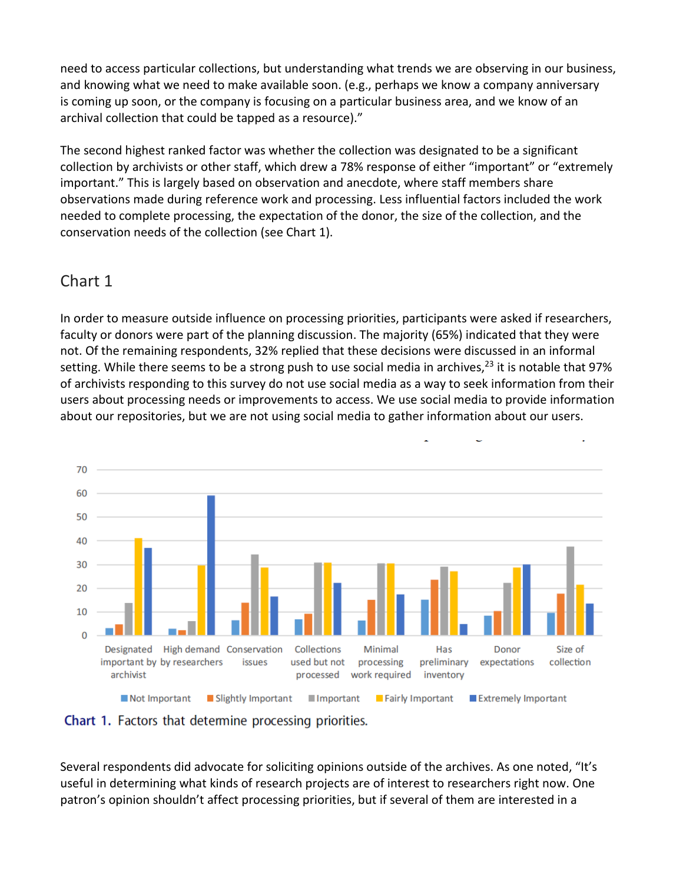need to access particular collections, but understanding what trends we are observing in our business, and knowing what we need to make available soon. (e.g., perhaps we know a company anniversary is coming up soon, or the company is focusing on a particular business area, and we know of an archival collection that could be tapped as a resource)."

The second highest ranked factor was whether the collection was designated to be a significant collection by archivists or other staff, which drew a 78% response of either "important" or "extremely important." This is largely based on observation and anecdote, where staff members share observations made during reference work and processing. Less influential factors included the work needed to complete processing, the expectation of the donor, the size of the collection, and the conservation needs of the collection (see Chart 1).

## Chart 1

In order to measure outside influence on processing priorities, participants were asked if researchers, faculty or donors were part of the planning discussion. The majority (65%) indicated that they were not. Of the remaining respondents, 32% replied that these decisions were discussed in an informal setting. While there seems to be a strong push to use social media in archives,[23] it is notable that 97% of archivists responding to this survey do not use social media as a way to seek information from their users about processing needs or improvements to access. We use social media to provide information about our repositories, but we are not using social media to gather information about our users.

**Chart 1.** Factors that determine processing priorities.

Several respondents did advocate for soliciting opinions outside of the archives. As one noted, "It's useful in determining what kinds of research projects are of interest to researchers right now. One patron's opinion shouldn't affect processing priorities, but if several of them are interested in a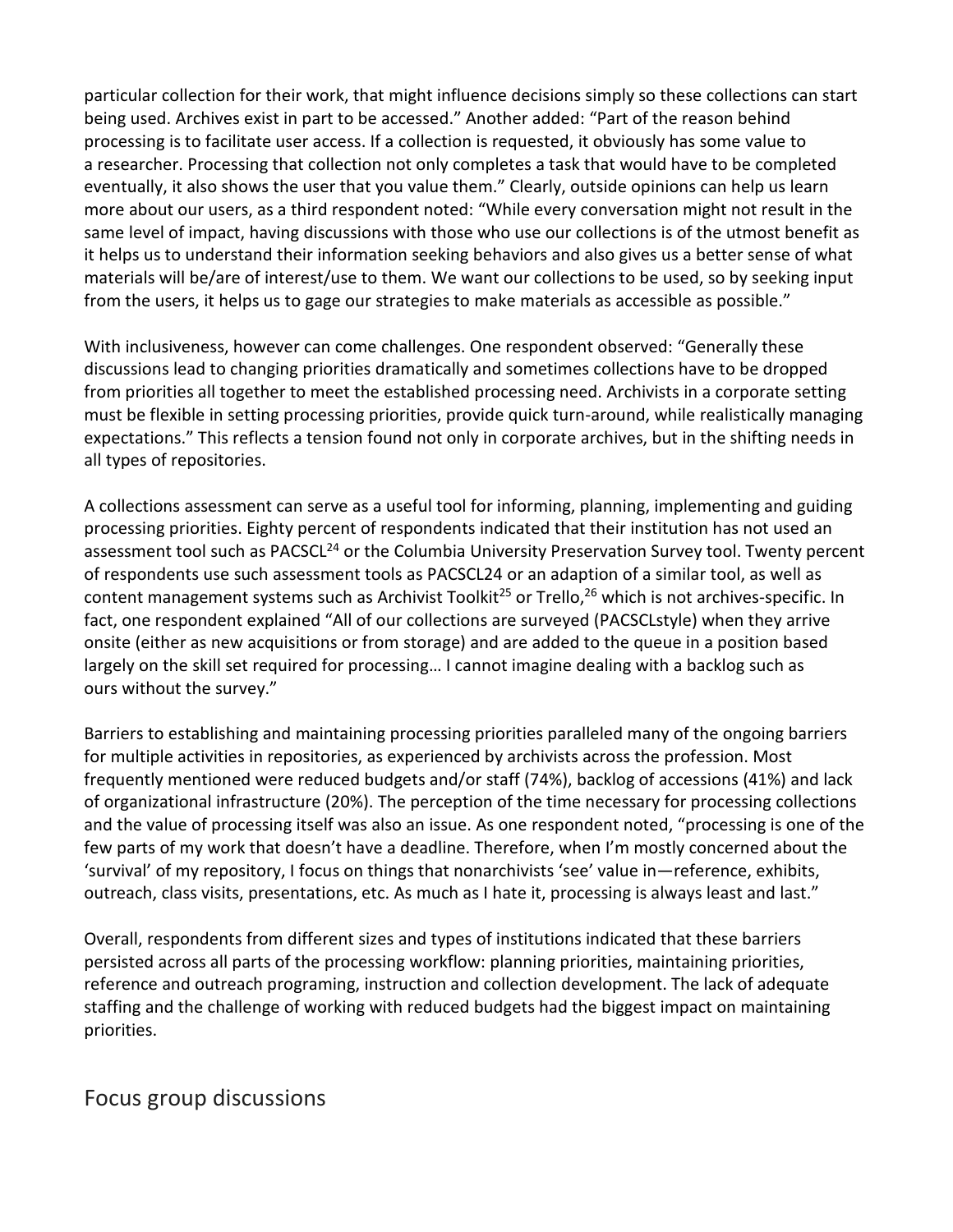particular collection for their work, that might influence decisions simply so these collections can start being used. Archives exist in part to be accessed." Another added: "Part of the reason behind processing is to facilitate user access. If a collection is requested, it obviously has some value to a researcher. Processing that collection not only completes a task that would have to be completed eventually, it also shows the user that you value them." Clearly, outside opinions can help us learn more about our users, as a third respondent noted: "While every conversation might not result in the same level of impact, having discussions with those who use our collections is of the utmost benefit as it helps us to understand their information seeking behaviors and also gives us a better sense of what materials will be/are of interest/use to them. We want our collections to be used, so by seeking input from the users, it helps us to gage our strategies to make materials as accessible as possible."

With inclusiveness, however can come challenges. One respondent observed: "Generally these discussions lead to changing priorities dramatically and sometimes collections have to be dropped from priorities all together to meet the established processing need. Archivists in a corporate setting must be flexible in setting processing priorities, provide quick turn-around, while realistically managing expectations." This reflects a tension found not only in corporate archives, but in the shifting needs in all types of repositories.

A collections assessment can serve as a useful tool for informing, planning, implementing and guiding processing priorities. Eighty percent of respondents indicated that their institution has not used an assessment tool such as PACSCL[24] or the Columbia University Preservation Survey tool. Twenty percent of respondents use such assessment tools as PACSCL24 or an adaption of a similar tool, as well as content management systems such as Archivist Toolkit[25] or Trello,[26] which is not archives-specific. In fact, one respondent explained "All of our collections are surveyed (PACSCLstyle) when they arrive onsite (either as new acquisitions or from storage) and are added to the queue in a position based largely on the skill set required for processing… I cannot imagine dealing with a backlog such as ours without the survey."

Barriers to establishing and maintaining processing priorities paralleled many of the ongoing barriers for multiple activities in repositories, as experienced by archivists across the profession. Most frequently mentioned were reduced budgets and/or staff (74%), backlog of accessions (41%) and lack of organizational infrastructure (20%). The perception of the time necessary for processing collections and the value of processing itself was also an issue. As one respondent noted, "processing is one of the few parts of my work that doesn't have a deadline. Therefore, when I'm mostly concerned about the 'survival' of my repository, I focus on things that nonarchivists 'see' value in—reference, exhibits, outreach, class visits, presentations, etc. As much as I hate it, processing is always least and last."

Overall, respondents from different sizes and types of institutions indicated that these barriers persisted across all parts of the processing workflow: planning priorities, maintaining priorities, reference and outreach programing, instruction and collection development. The lack of adequate staffing and the challenge of working with reduced budgets had the biggest impact on maintaining priorities.

## Focus group discussions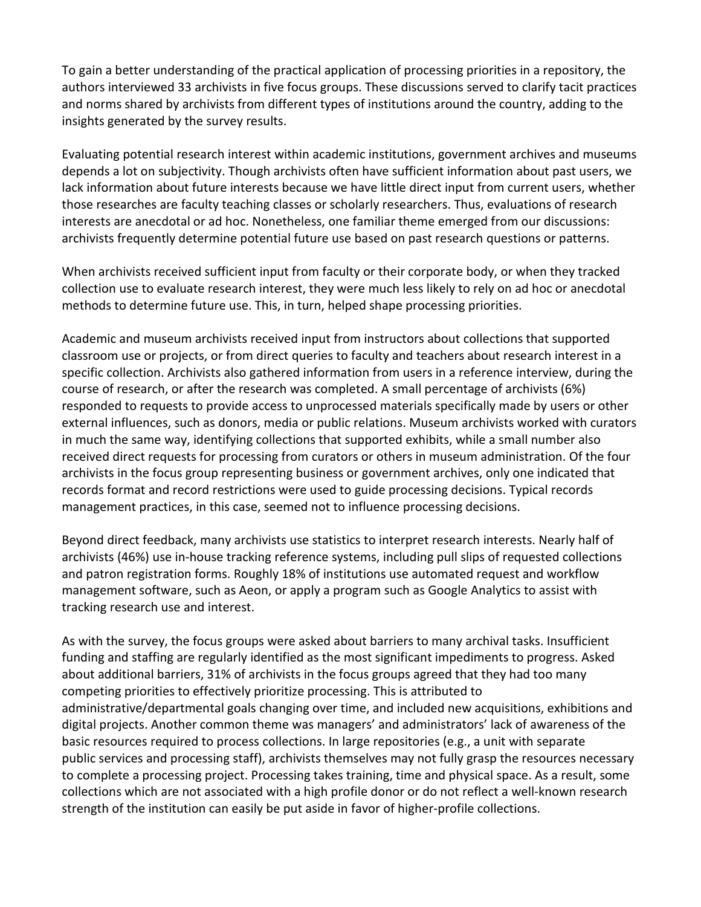To gain a better understanding of the practical application of processing priorities in a repository, the authors interviewed 33 archivists in five focus groups. These discussions served to clarify tacit practices and norms shared by archivists from different types of institutions around the country, adding to the insights generated by the survey results.

Evaluating potential research interest within academic institutions, government archives and museums depends a lot on subjectivity. Though archivists often have sufficient information about past users, we lack information about future interests because we have little direct input from current users, whether those researches are faculty teaching classes or scholarly researchers. Thus, evaluations of research interests are anecdotal or ad hoc. Nonetheless, one familiar theme emerged from our discussions: archivists frequently determine potential future use based on past research questions or patterns.

When archivists received sufficient input from faculty or their corporate body, or when they tracked collection use to evaluate research interest, they were much less likely to rely on ad hoc or anecdotal methods to determine future use. This, in turn, helped shape processing priorities.

Academic and museum archivists received input from instructors about collections that supported classroom use or projects, or from direct queries to faculty and teachers about research interest in a specific collection. Archivists also gathered information from users in a reference interview, during the course of research, or after the research was completed. A small percentage of archivists (6%) responded to requests to provide access to unprocessed materials specifically made by users or other external influences, such as donors, media or public relations. Museum archivists worked with curators in much the same way, identifying collections that supported exhibits, while a small number also received direct requests for processing from curators or others in museum administration. Of the four archivists in the focus group representing business or government archives, only one indicated that records format and record restrictions were used to guide processing decisions. Typical records management practices, in this case, seemed not to influence processing decisions.

Beyond direct feedback, many archivists use statistics to interpret research interests. Nearly half of archivists (46%) use in-house tracking reference systems, including pull slips of requested collections and patron registration forms. Roughly 18% of institutions use automated request and workflow management software, such as Aeon, or apply a program such as Google Analytics to assist with tracking research use and interest.

As with the survey, the focus groups were asked about barriers to many archival tasks. Insufficient funding and staffing are regularly identified as the most significant impediments to progress. Asked about additional barriers, 31% of archivists in the focus groups agreed that they had too many competing priorities to effectively prioritize processing. This is attributed to administrative/departmental goals changing over time, and included new acquisitions, exhibitions and digital projects. Another common theme was managers' and administrators' lack of awareness of the basic resources required to process collections. In large repositories (e.g., a unit with separate public services and processing staff), archivists themselves may not fully grasp the resources necessary to complete a processing project. Processing takes training, time and physical space. As a result, some collections which are not associated with a high profile donor or do not reflect a well-known research strength of the institution can easily be put aside in favor of higher-profile collections.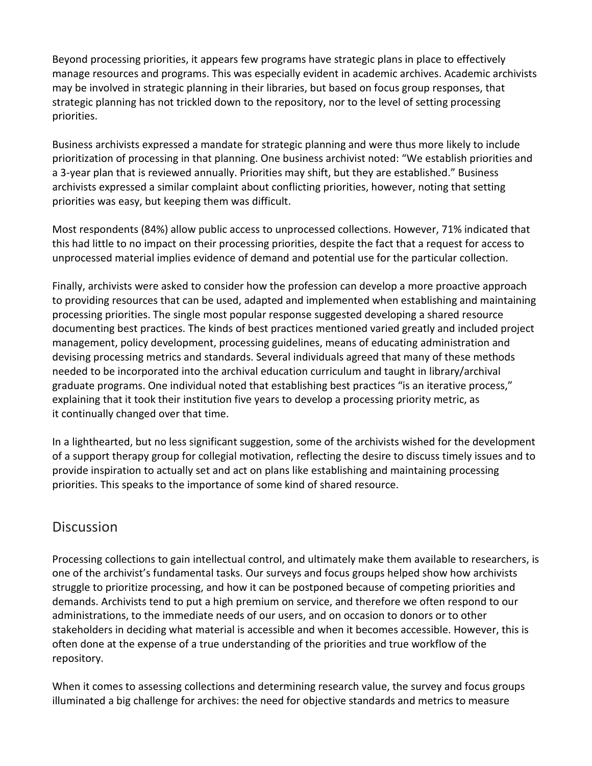Beyond processing priorities, it appears few programs have strategic plans in place to effectively manage resources and programs. This was especially evident in academic archives. Academic archivists may be involved in strategic planning in their libraries, but based on focus group responses, that strategic planning has not trickled down to the repository, nor to the level of setting processing priorities.

Business archivists expressed a mandate for strategic planning and were thus more likely to include prioritization of processing in that planning. One business archivist noted: "We establish priorities and a 3-year plan that is reviewed annually. Priorities may shift, but they are established." Business archivists expressed a similar complaint about conflicting priorities, however, noting that setting priorities was easy, but keeping them was difficult.

Most respondents (84%) allow public access to unprocessed collections. However, 71% indicated that this had little to no impact on their processing priorities, despite the fact that a request for access to unprocessed material implies evidence of demand and potential use for the particular collection.

Finally, archivists were asked to consider how the profession can develop a more proactive approach to providing resources that can be used, adapted and implemented when establishing and maintaining processing priorities. The single most popular response suggested developing a shared resource documenting best practices. The kinds of best practices mentioned varied greatly and included project management, policy development, processing guidelines, means of educating administration and devising processing metrics and standards. Several individuals agreed that many of these methods needed to be incorporated into the archival education curriculum and taught in library/archival graduate programs. One individual noted that establishing best practices "is an iterative process," explaining that it took their institution five years to develop a processing priority metric, as it continually changed over that time.

In a lighthearted, but no less significant suggestion, some of the archivists wished for the development of a support therapy group for collegial motivation, reflecting the desire to discuss timely issues and to provide inspiration to actually set and act on plans like establishing and maintaining processing priorities. This speaks to the importance of some kind of shared resource.

## Discussion

Processing collections to gain intellectual control, and ultimately make them available to researchers, is one of the archivist's fundamental tasks. Our surveys and focus groups helped show how archivists struggle to prioritize processing, and how it can be postponed because of competing priorities and demands. Archivists tend to put a high premium on service, and therefore we often respond to our administrations, to the immediate needs of our users, and on occasion to donors or to other stakeholders in deciding what material is accessible and when it becomes accessible. However, this is often done at the expense of a true understanding of the priorities and true workflow of the repository.

When it comes to assessing collections and determining research value, the survey and focus groups illuminated a big challenge for archives: the need for objective standards and metrics to measure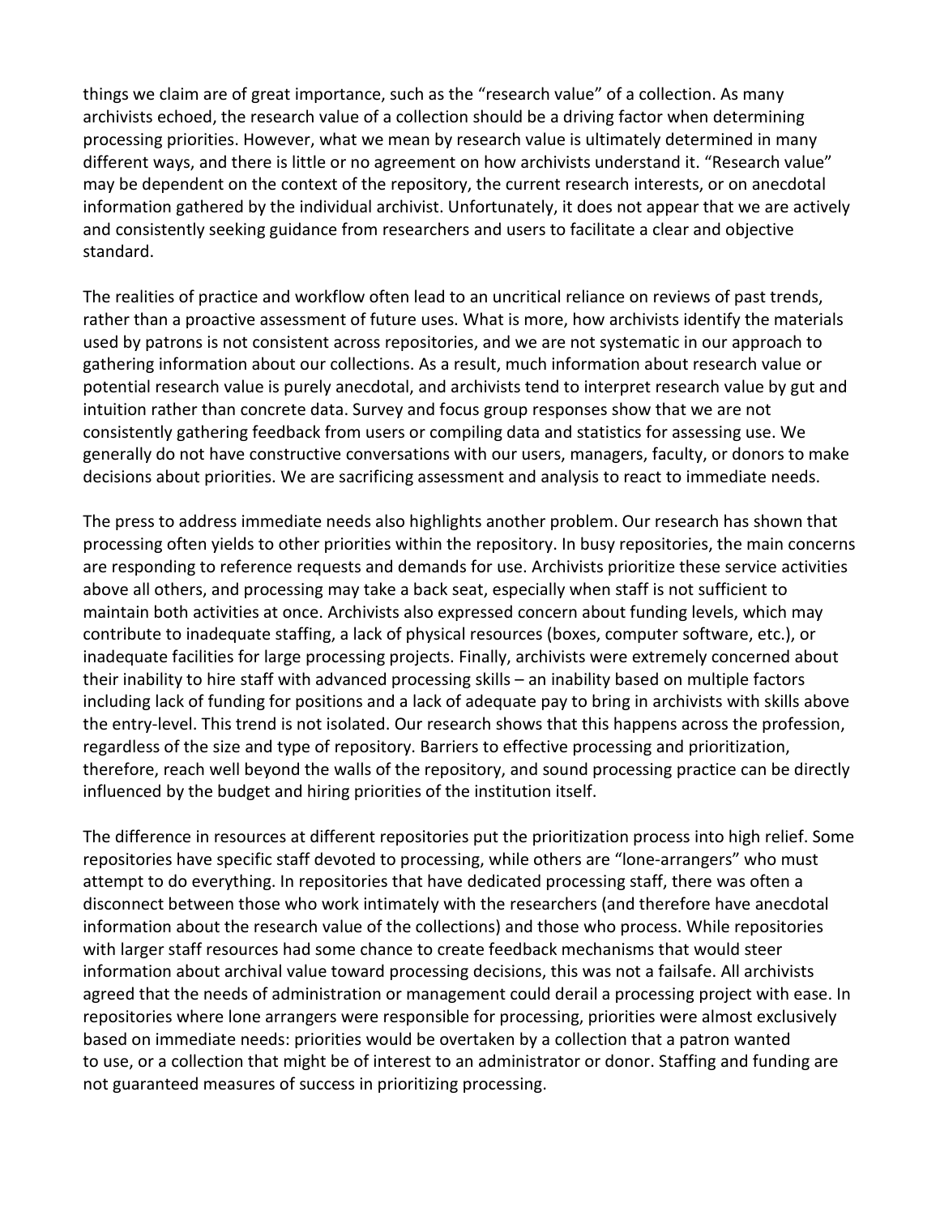things we claim are of great importance, such as the "research value" of a collection. As many archivists echoed, the research value of a collection should be a driving factor when determining processing priorities. However, what we mean by research value is ultimately determined in many different ways, and there is little or no agreement on how archivists understand it. "Research value" may be dependent on the context of the repository, the current research interests, or on anecdotal information gathered by the individual archivist. Unfortunately, it does not appear that we are actively and consistently seeking guidance from researchers and users to facilitate a clear and objective standard.

The realities of practice and workflow often lead to an uncritical reliance on reviews of past trends, rather than a proactive assessment of future uses. What is more, how archivists identify the materials used by patrons is not consistent across repositories, and we are not systematic in our approach to gathering information about our collections. As a result, much information about research value or potential research value is purely anecdotal, and archivists tend to interpret research value by gut and intuition rather than concrete data. Survey and focus group responses show that we are not consistently gathering feedback from users or compiling data and statistics for assessing use. We generally do not have constructive conversations with our users, managers, faculty, or donors to make decisions about priorities. We are sacrificing assessment and analysis to react to immediate needs.

The press to address immediate needs also highlights another problem. Our research has shown that processing often yields to other priorities within the repository. In busy repositories, the main concerns are responding to reference requests and demands for use. Archivists prioritize these service activities above all others, and processing may take a back seat, especially when staff is not sufficient to maintain both activities at once. Archivists also expressed concern about funding levels, which may contribute to inadequate staffing, a lack of physical resources (boxes, computer software, etc.), or inadequate facilities for large processing projects. Finally, archivists were extremely concerned about their inability to hire staff with advanced processing skills – an inability based on multiple factors including lack of funding for positions and a lack of adequate pay to bring in archivists with skills above the entry-level. This trend is not isolated. Our research shows that this happens across the profession, regardless of the size and type of repository. Barriers to effective processing and prioritization, therefore, reach well beyond the walls of the repository, and sound processing practice can be directly influenced by the budget and hiring priorities of the institution itself.

The difference in resources at different repositories put the prioritization process into high relief. Some repositories have specific staff devoted to processing, while others are "lone-arrangers" who must attempt to do everything. In repositories that have dedicated processing staff, there was often a disconnect between those who work intimately with the researchers (and therefore have anecdotal information about the research value of the collections) and those who process. While repositories with larger staff resources had some chance to create feedback mechanisms that would steer information about archival value toward processing decisions, this was not a failsafe. All archivists agreed that the needs of administration or management could derail a processing project with ease. In repositories where lone arrangers were responsible for processing, priorities were almost exclusively based on immediate needs: priorities would be overtaken by a collection that a patron wanted to use, or a collection that might be of interest to an administrator or donor. Staffing and funding are not guaranteed measures of success in prioritizing processing.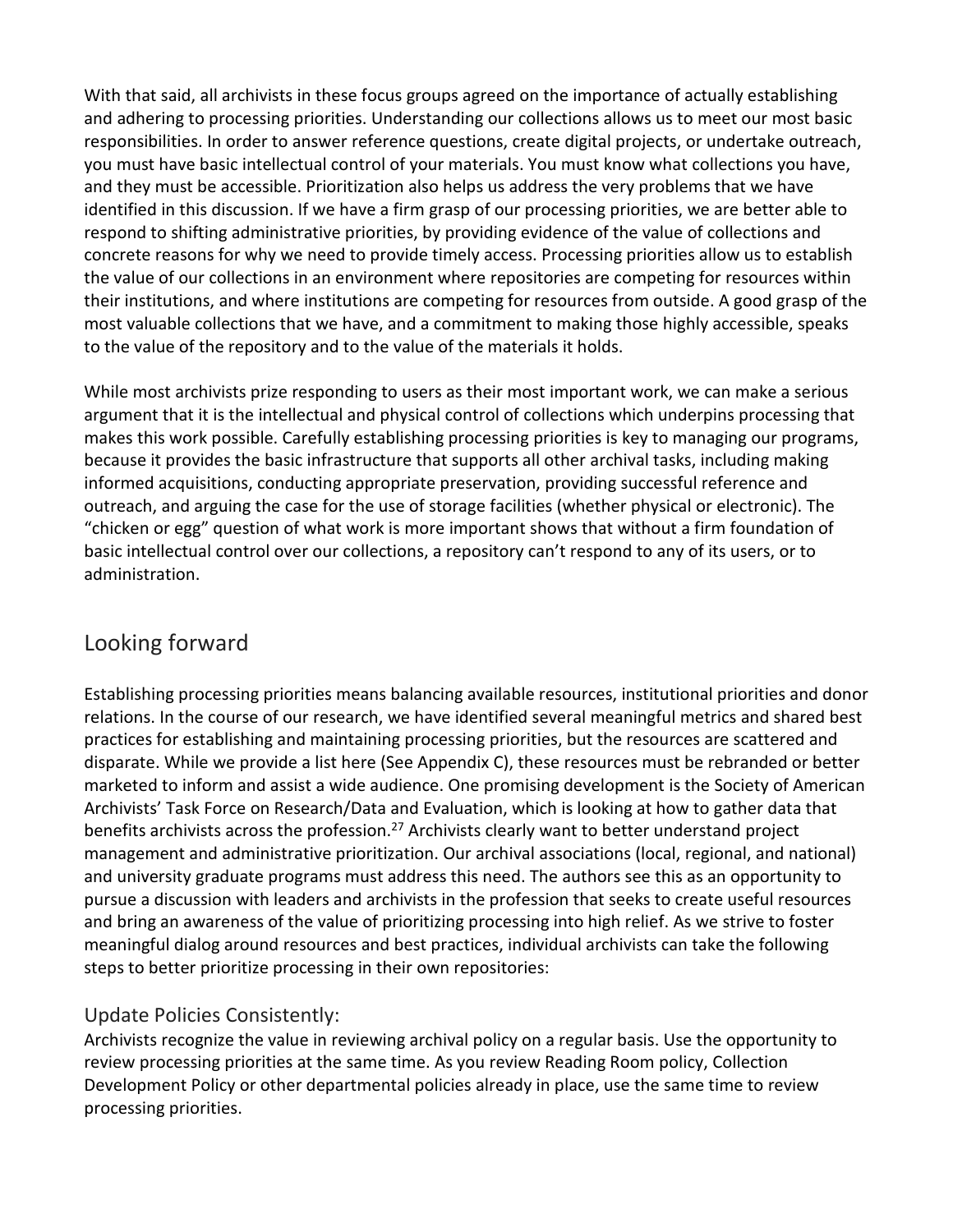With that said, all archivists in these focus groups agreed on the importance of actually establishing and adhering to processing priorities. Understanding our collections allows us to meet our most basic responsibilities. In order to answer reference questions, create digital projects, or undertake outreach, you must have basic intellectual control of your materials. You must know what collections you have, and they must be accessible. Prioritization also helps us address the very problems that we have identified in this discussion. If we have a firm grasp of our processing priorities, we are better able to respond to shifting administrative priorities, by providing evidence of the value of collections and concrete reasons for why we need to provide timely access. Processing priorities allow us to establish the value of our collections in an environment where repositories are competing for resources within their institutions, and where institutions are competing for resources from outside. A good grasp of the most valuable collections that we have, and a commitment to making those highly accessible, speaks to the value of the repository and to the value of the materials it holds.

While most archivists prize responding to users as their most important work, we can make a serious argument that it is the intellectual and physical control of collections which underpins processing that makes this work possible. Carefully establishing processing priorities is key to managing our programs, because it provides the basic infrastructure that supports all other archival tasks, including making informed acquisitions, conducting appropriate preservation, providing successful reference and outreach, and arguing the case for the use of storage facilities (whether physical or electronic). The "chicken or egg" question of what work is more important shows that without a firm foundation of basic intellectual control over our collections, a repository can't respond to any of its users, or to administration.

## Looking forward

Establishing processing priorities means balancing available resources, institutional priorities and donor relations. In the course of our research, we have identified several meaningful metrics and shared best practices for establishing and maintaining processing priorities, but the resources are scattered and disparate. While we provide a list here (See Appendix C), these resources must be rebranded or better marketed to inform and assist a wide audience. One promising development is the Society of American Archivists' Task Force on Research/Data and Evaluation, which is looking at how to gather data that benefits archivists across the profession.[27] Archivists clearly want to better understand project management and administrative prioritization. Our archival associations (local, regional, and national) and university graduate programs must address this need. The authors see this as an opportunity to pursue a discussion with leaders and archivists in the profession that seeks to create useful resources and bring an awareness of the value of prioritizing processing into high relief. As we strive to foster meaningful dialog around resources and best practices, individual archivists can take the following steps to better prioritize processing in their own repositories:

### Update Policies Consistently:

Archivists recognize the value in reviewing archival policy on a regular basis. Use the opportunity to review processing priorities at the same time. As you review Reading Room policy, Collection Development Policy or other departmental policies already in place, use the same time to review processing priorities.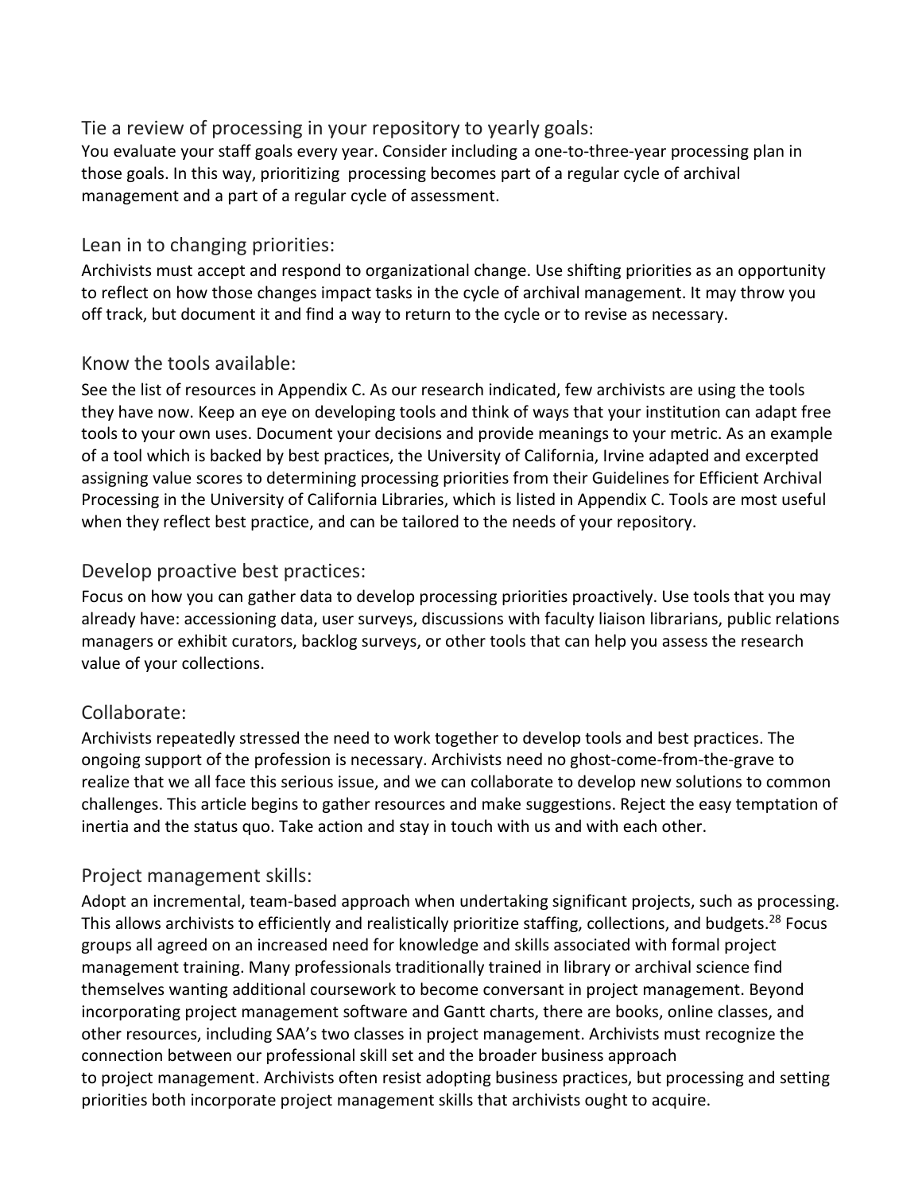### Tie a review of processing in your repository to yearly goals:

You evaluate your staff goals every year. Consider including a one-to-three-year processing plan in those goals. In this way, prioritizing processing becomes part of a regular cycle of archival management and a part of a regular cycle of assessment.

### Lean in to changing priorities:

Archivists must accept and respond to organizational change. Use shifting priorities as an opportunity to reflect on how those changes impact tasks in the cycle of archival management. It may throw you off track, but document it and find a way to return to the cycle or to revise as necessary.

### Know the tools available:

See the list of resources in Appendix C. As our research indicated, few archivists are using the tools they have now. Keep an eye on developing tools and think of ways that your institution can adapt free tools to your own uses. Document your decisions and provide meanings to your metric. As an example of a tool which is backed by best practices, the University of California, Irvine adapted and excerpted assigning value scores to determining processing priorities from their Guidelines for Efficient Archival Processing in the University of California Libraries, which is listed in Appendix C. Tools are most useful when they reflect best practice, and can be tailored to the needs of your repository.

### Develop proactive best practices:

Focus on how you can gather data to develop processing priorities proactively. Use tools that you may already have: accessioning data, user surveys, discussions with faculty liaison librarians, public relations managers or exhibit curators, backlog surveys, or other tools that can help you assess the research value of your collections.

### Collaborate:

Archivists repeatedly stressed the need to work together to develop tools and best practices. The ongoing support of the profession is necessary. Archivists need no ghost-come-from-the-grave to realize that we all face this serious issue, and we can collaborate to develop new solutions to common challenges. This article begins to gather resources and make suggestions. Reject the easy temptation of inertia and the status quo. Take action and stay in touch with us and with each other.

### Project management skills:

Adopt an incremental, team-based approach when undertaking significant projects, such as processing. This allows archivists to efficiently and realistically prioritize staffing, collections, and budgets.[28] Focus groups all agreed on an increased need for knowledge and skills associated with formal project management training. Many professionals traditionally trained in library or archival science find themselves wanting additional coursework to become conversant in project management. Beyond incorporating project management software and Gantt charts, there are books, online classes, and other resources, including SAA's two classes in project management. Archivists must recognize the connection between our professional skill set and the broader business approach to project management. Archivists often resist adopting business practices, but processing and setting priorities both incorporate project management skills that archivists ought to acquire.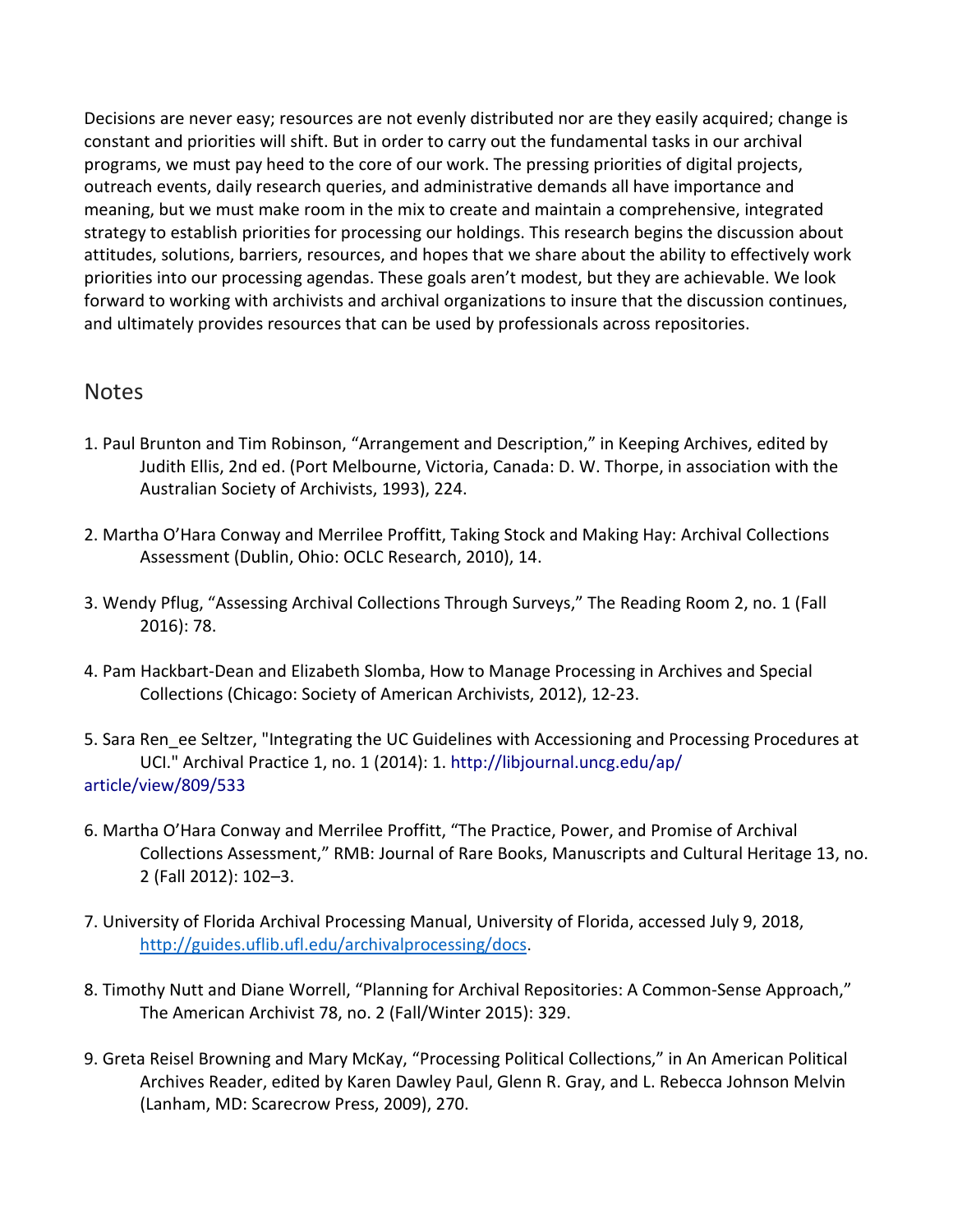Decisions are never easy; resources are not evenly distributed nor are they easily acquired; change is constant and priorities will shift. But in order to carry out the fundamental tasks in our archival programs, we must pay heed to the core of our work. The pressing priorities of digital projects, outreach events, daily research queries, and administrative demands all have importance and meaning, but we must make room in the mix to create and maintain a comprehensive, integrated strategy to establish priorities for processing our holdings. This research begins the discussion about attitudes, solutions, barriers, resources, and hopes that we share about the ability to effectively work priorities into our processing agendas. These goals aren't modest, but they are achievable. We look forward to working with archivists and archival organizations to insure that the discussion continues, and ultimately provides resources that can be used by professionals across repositories.

## Notes

1. Paul Brunton and Tim Robinson, "Arrangement and Description," in Keeping Archives, edited by Judith Ellis, 2nd ed. (Port Melbourne, Victoria, Canada: D. W. Thorpe, in association with the Australian Society of Archivists, 1993), 224.

2. Martha O'Hara Conway and Merrilee Proffitt, Taking Stock and Making Hay: Archival Collections Assessment (Dublin, Ohio: OCLC Research, 2010), 14.

3. Wendy Pflug, "Assessing Archival Collections Through Surveys," The Reading Room 2, no. 1 (Fall 2016): 78.

4. Pam Hackbart-Dean and Elizabeth Slomba, How to Manage Processing in Archives and Special Collections (Chicago: Society of American Archivists, 2012), 12-23.

5. Sara Ren_ee Seltzer, "Integrating the UC Guidelines with Accessioning and Processing Procedures at UCI." Archival Practice 1, no. 1 (2014): 1. http://libjournal.uncg.edu/ap/article/view/809/533

6. Martha O'Hara Conway and Merrilee Proffitt, "The Practice, Power, and Promise of Archival Collections Assessment," RMB: Journal of Rare Books, Manuscripts and Cultural Heritage 13, no. 2 (Fall 2012): 102–3.

7. University of Florida Archival Processing Manual, University of Florida, accessed July 9, 2018, http://guides.uflib.ufl.edu/archivalprocessing/docs.

8. Timothy Nutt and Diane Worrell, "Planning for Archival Repositories: A Common-Sense Approach," The American Archivist 78, no. 2 (Fall/Winter 2015): 329.

9. Greta Reisel Browning and Mary McKay, "Processing Political Collections," in An American Political Archives Reader, edited by Karen Dawley Paul, Glenn R. Gray, and L. Rebecca Johnson Melvin (Lanham, MD: Scarecrow Press, 2009), 270.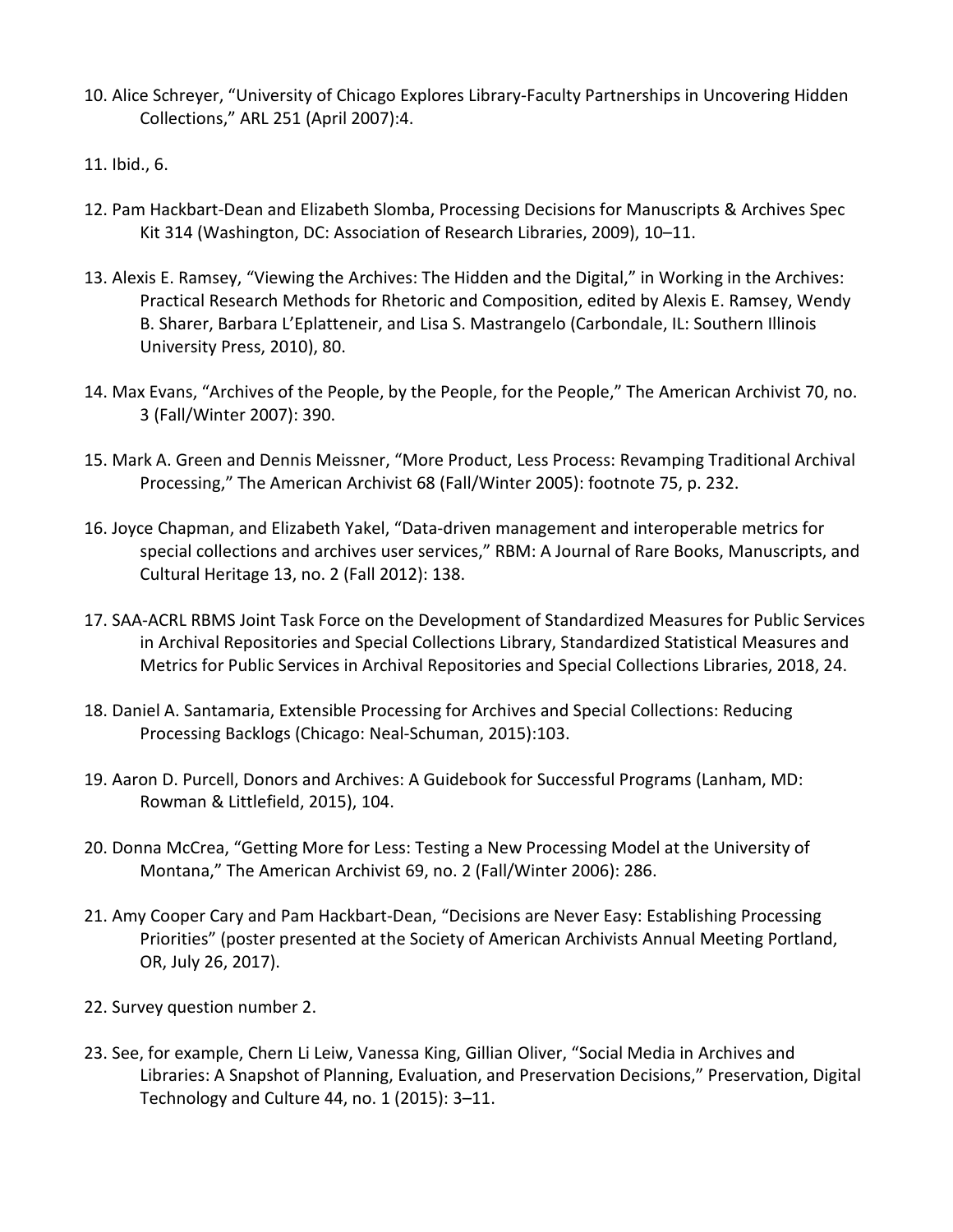10. Alice Schreyer, "University of Chicago Explores Library-Faculty Partnerships in Uncovering Hidden Collections," ARL 251 (April 2007):4.

11. Ibid., 6.

12. Pam Hackbart-Dean and Elizabeth Slomba, Processing Decisions for Manuscripts & Archives Spec Kit 314 (Washington, DC: Association of Research Libraries, 2009), 10–11.

13. Alexis E. Ramsey, "Viewing the Archives: The Hidden and the Digital," in Working in the Archives: Practical Research Methods for Rhetoric and Composition, edited by Alexis E. Ramsey, Wendy B. Sharer, Barbara L'Eplatteneir, and Lisa S. Mastrangelo (Carbondale, IL: Southern Illinois University Press, 2010), 80.

14. Max Evans, "Archives of the People, by the People, for the People," The American Archivist 70, no. 3 (Fall/Winter 2007): 390.

15. Mark A. Green and Dennis Meissner, "More Product, Less Process: Revamping Traditional Archival Processing," The American Archivist 68 (Fall/Winter 2005): footnote 75, p. 232.

16. Joyce Chapman, and Elizabeth Yakel, "Data-driven management and interoperable metrics for special collections and archives user services," RBM: A Journal of Rare Books, Manuscripts, and Cultural Heritage 13, no. 2 (Fall 2012): 138.

17. SAA-ACRL RBMS Joint Task Force on the Development of Standardized Measures for Public Services in Archival Repositories and Special Collections Library, Standardized Statistical Measures and Metrics for Public Services in Archival Repositories and Special Collections Libraries, 2018, 24.

18. Daniel A. Santamaria, Extensible Processing for Archives and Special Collections: Reducing Processing Backlogs (Chicago: Neal-Schuman, 2015):103.

19. Aaron D. Purcell, Donors and Archives: A Guidebook for Successful Programs (Lanham, MD: Rowman & Littlefield, 2015), 104.

20. Donna McCrea, "Getting More for Less: Testing a New Processing Model at the University of Montana," The American Archivist 69, no. 2 (Fall/Winter 2006): 286.

21. Amy Cooper Cary and Pam Hackbart-Dean, "Decisions are Never Easy: Establishing Processing Priorities" (poster presented at the Society of American Archivists Annual Meeting Portland, OR, July 26, 2017).

22. Survey question number 2.

23. See, for example, Chern Li Leiw, Vanessa King, Gillian Oliver, "Social Media in Archives and Libraries: A Snapshot of Planning, Evaluation, and Preservation Decisions," Preservation, Digital Technology and Culture 44, no. 1 (2015): 3–11.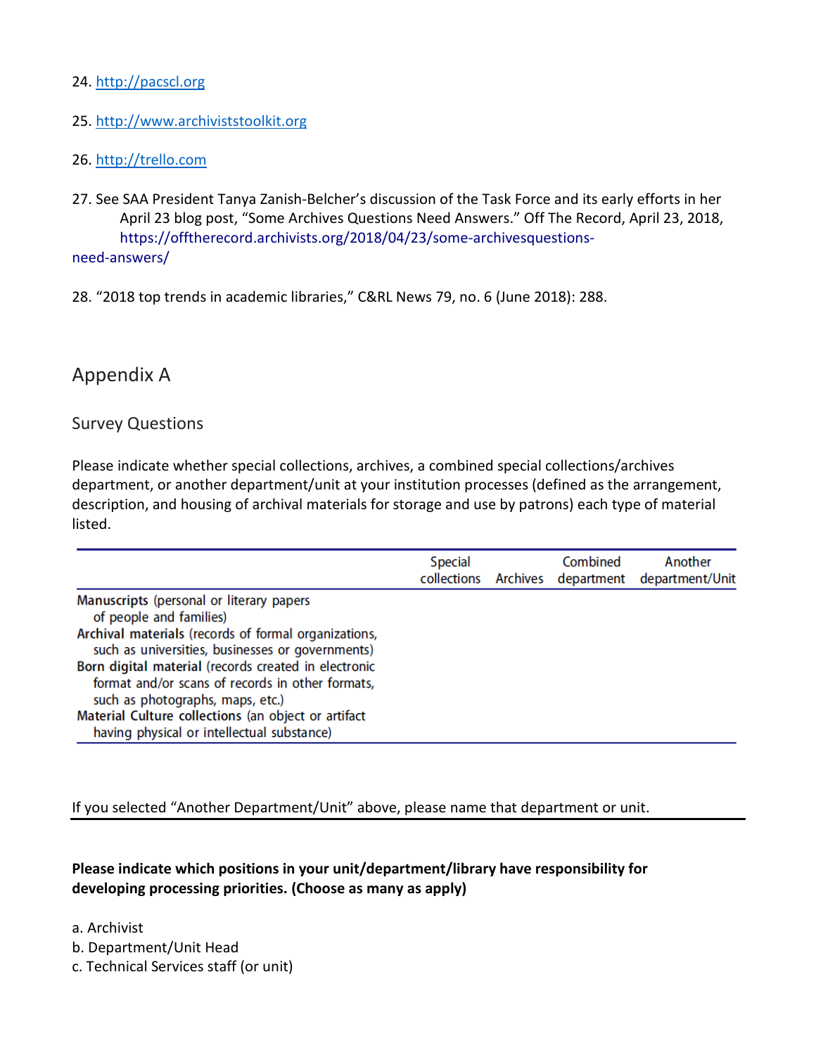24. http://pacscl.org

25. http://www.archiviststoolkit.org

26. http://trello.com

27. See SAA President Tanya Zanish-Belcher's discussion of the Task Force and its early efforts in her April 23 blog post, "Some Archives Questions Need Answers." Off The Record, April 23, 2018, https://offtherecord.archivists.org/2018/04/23/some-archivesquestions-need-answers/

28. "2018 top trends in academic libraries," C&RL News 79, no. 6 (June 2018): 288.

## Appendix A

### Survey Questions

Please indicate whether special collections, archives, a combined special collections/archives department, or another department/unit at your institution processes (defined as the arrangement, description, and housing of archival materials for storage and use by patrons) each type of material listed.

| | Special collections | Archives | Combined department | Another department/Unit |
|---|---|---|---|---|
| **Manuscripts** (personal or literary papers of people and families) | | | | |
| **Archival materials** (records of formal organizations, such as universities, businesses or governments) | | | | |
| **Born digital material** (records created in electronic format and/or scans of records in other formats, such as photographs, maps, etc.) | | | | |
| **Material Culture collections** (an object or artifact having physical or intellectual substance) | | | | |

If you selected "Another Department/Unit" above, please name that department or unit.

**Please indicate which positions in your unit/department/library have responsibility for developing processing priorities. (Choose as many as apply)**

a. Archivist
b. Department/Unit Head
c. Technical Services staff (or unit)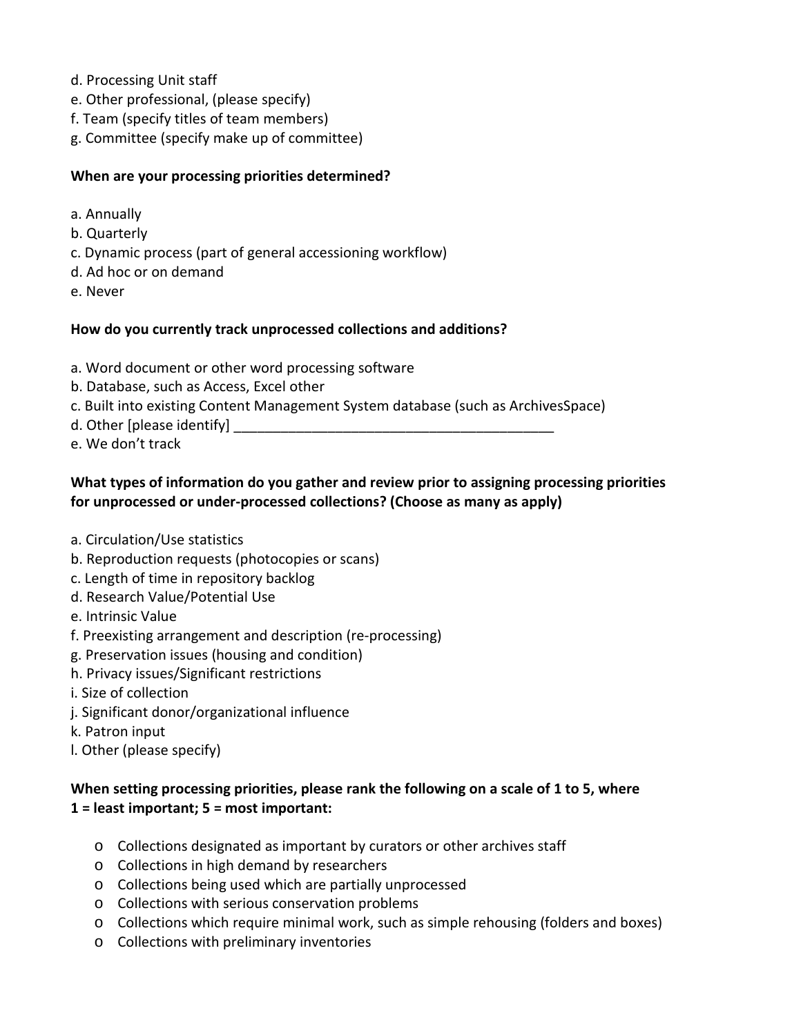d. Processing Unit staff
e. Other professional, (please specify)
f. Team (specify titles of team members)
g. Committee (specify make up of committee)

**When are your processing priorities determined?**

a. Annually
b. Quarterly
c. Dynamic process (part of general accessioning workflow)
d. Ad hoc or on demand
e. Never

**How do you currently track unprocessed collections and additions?**

a. Word document or other word processing software
b. Database, such as Access, Excel other
c. Built into existing Content Management System database (such as ArchivesSpace)
d. Other [please identify] ________________________________________
e. We don't track

**What types of information do you gather and review prior to assigning processing priorities for unprocessed or under-processed collections? (Choose as many as apply)**

a. Circulation/Use statistics
b. Reproduction requests (photocopies or scans)
c. Length of time in repository backlog
d. Research Value/Potential Use
e. Intrinsic Value
f. Preexisting arrangement and description (re-processing)
g. Preservation issues (housing and condition)
h. Privacy issues/Significant restrictions
i. Size of collection
j. Significant donor/organizational influence
k. Patron input
l. Other (please specify)

**When setting processing priorities, please rank the following on a scale of 1 to 5, where 1 = least important; 5 = most important:**

- Collections designated as important by curators or other archives staff
- Collections in high demand by researchers
- Collections being used which are partially unprocessed
- Collections with serious conservation problems
- Collections which require minimal work, such as simple rehousing (folders and boxes)
- Collections with preliminary inventories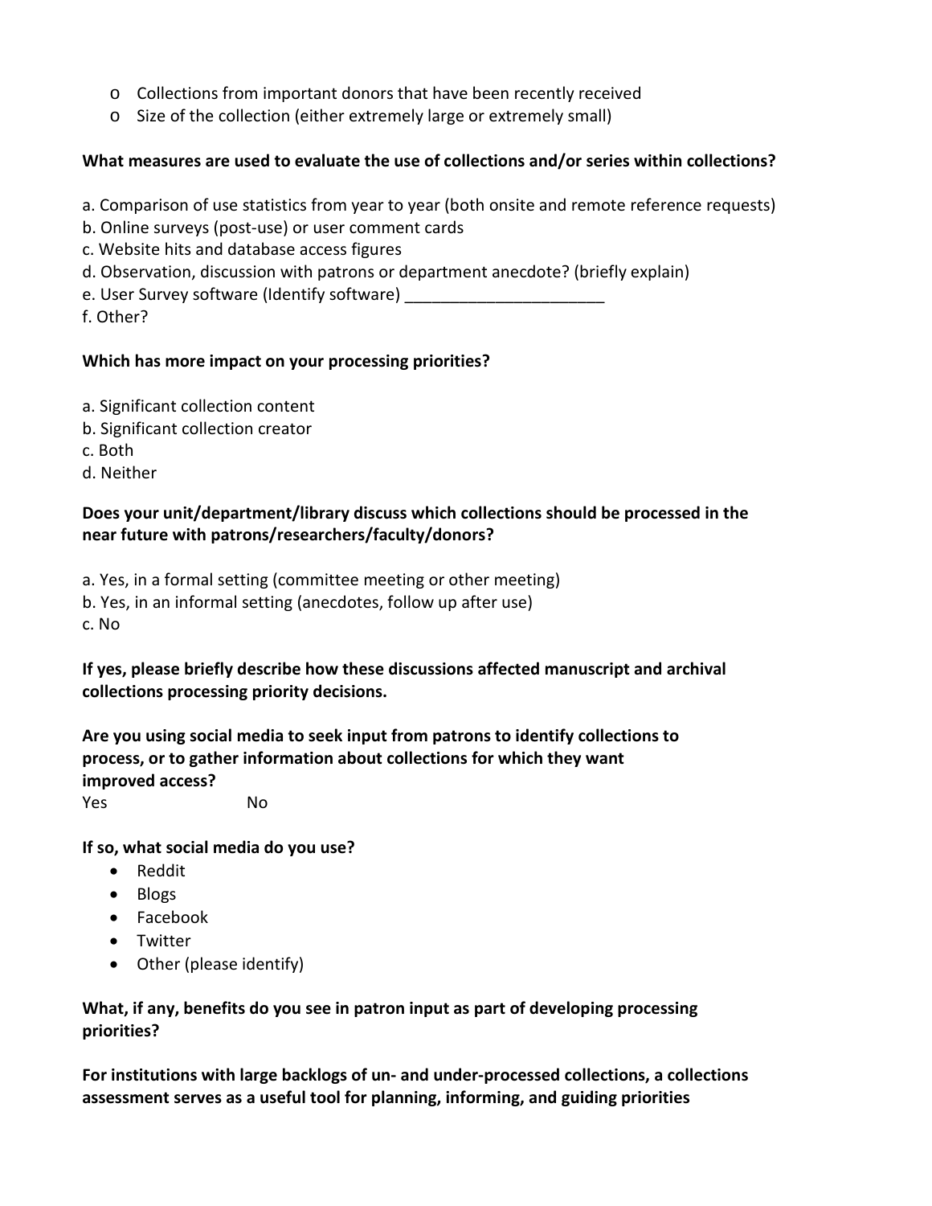- Collections from important donors that have been recently received
- Size of the collection (either extremely large or extremely small)

**What measures are used to evaluate the use of collections and/or series within collections?**

a. Comparison of use statistics from year to year (both onsite and remote reference requests)
b. Online surveys (post-use) or user comment cards
c. Website hits and database access figures
d. Observation, discussion with patrons or department anecdote? (briefly explain)
e. User Survey software (Identify software) ______________________
f. Other?

**Which has more impact on your processing priorities?**

a. Significant collection content
b. Significant collection creator
c. Both
d. Neither

**Does your unit/department/library discuss which collections should be processed in the near future with patrons/researchers/faculty/donors?**

a. Yes, in a formal setting (committee meeting or other meeting)
b. Yes, in an informal setting (anecdotes, follow up after use)
c. No

**If yes, please briefly describe how these discussions affected manuscript and archival collections processing priority decisions.**

**Are you using social media to seek input from patrons to identify collections to process, or to gather information about collections for which they want improved access?**

Yes No

**If so, what social media do you use?**

- Reddit
- Blogs
- Facebook
- Twitter
- Other (please identify)

**What, if any, benefits do you see in patron input as part of developing processing priorities?**

**For institutions with large backlogs of un- and under-processed collections, a collections assessment serves as a useful tool for planning, informing, and guiding priorities**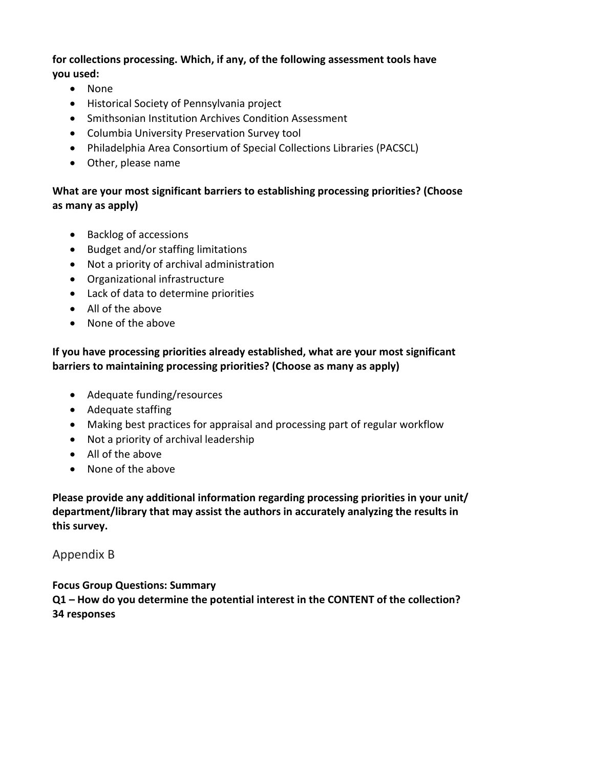**for collections processing. Which, if any, of the following assessment tools have you used:**

- None
- Historical Society of Pennsylvania project
- Smithsonian Institution Archives Condition Assessment
- Columbia University Preservation Survey tool
- Philadelphia Area Consortium of Special Collections Libraries (PACSCL)
- Other, please name

**What are your most significant barriers to establishing processing priorities? (Choose as many as apply)**

- Backlog of accessions
- Budget and/or staffing limitations
- Not a priority of archival administration
- Organizational infrastructure
- Lack of data to determine priorities
- All of the above
- None of the above

**If you have processing priorities already established, what are your most significant barriers to maintaining processing priorities? (Choose as many as apply)**

- Adequate funding/resources
- Adequate staffing
- Making best practices for appraisal and processing part of regular workflow
- Not a priority of archival leadership
- All of the above
- None of the above

**Please provide any additional information regarding processing priorities in your unit/ department/library that may assist the authors in accurately analyzing the results in this survey.**

## Appendix B

**Focus Group Questions: Summary**

**Q1 – How do you determine the potential interest in the CONTENT of the collection?**
**34 responses**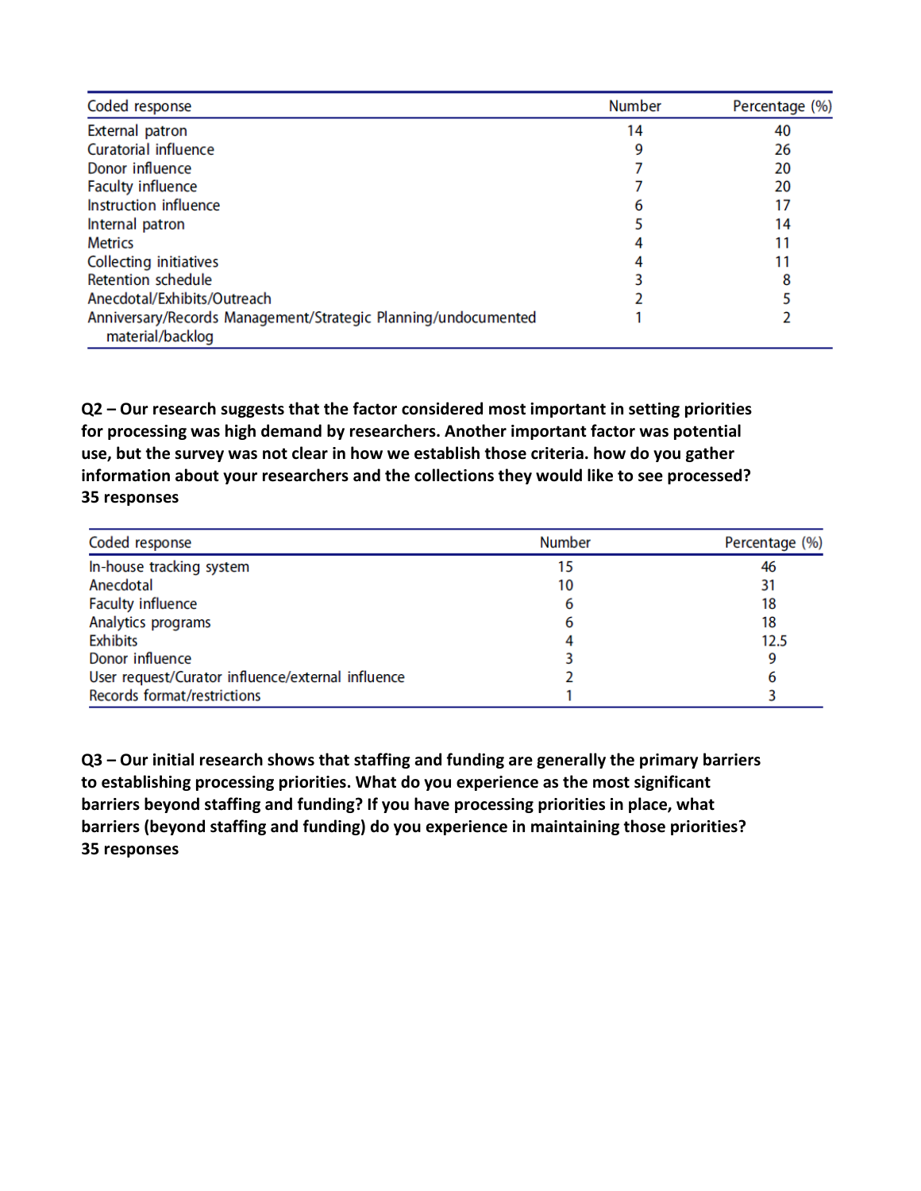| Coded response | Number | Percentage (%) |
|---|---|---|
| External patron | 14 | 40 |
| Curatorial influence | 9 | 26 |
| Donor influence | 7 | 20 |
| Faculty influence | 7 | 20 |
| Instruction influence | 6 | 17 |
| Internal patron | 5 | 14 |
| Metrics | 4 | 11 |
| Collecting initiatives | 4 | 11 |
| Retention schedule | 3 | 8 |
| Anecdotal/Exhibits/Outreach | 2 | 5 |
| Anniversary/Records Management/Strategic Planning/undocumented material/backlog | 1 | 2 |

**Q2 – Our research suggests that the factor considered most important in setting priorities for processing was high demand by researchers. Another important factor was potential use, but the survey was not clear in how we establish those criteria. how do you gather information about your researchers and the collections they would like to see processed? 35 responses**

| Coded response | Number | Percentage (%) |
|---|---|---|
| In-house tracking system | 15 | 46 |
| Anecdotal | 10 | 31 |
| Faculty influence | 6 | 18 |
| Analytics programs | 6 | 18 |
| Exhibits | 4 | 12.5 |
| Donor influence | 3 | 9 |
| User request/Curator influence/external influence | 2 | 6 |
| Records format/restrictions | 1 | 3 |

**Q3 – Our initial research shows that staffing and funding are generally the primary barriers to establishing processing priorities. What do you experience as the most significant barriers beyond staffing and funding? If you have processing priorities in place, what barriers (beyond staffing and funding) do you experience in maintaining those priorities? 35 responses**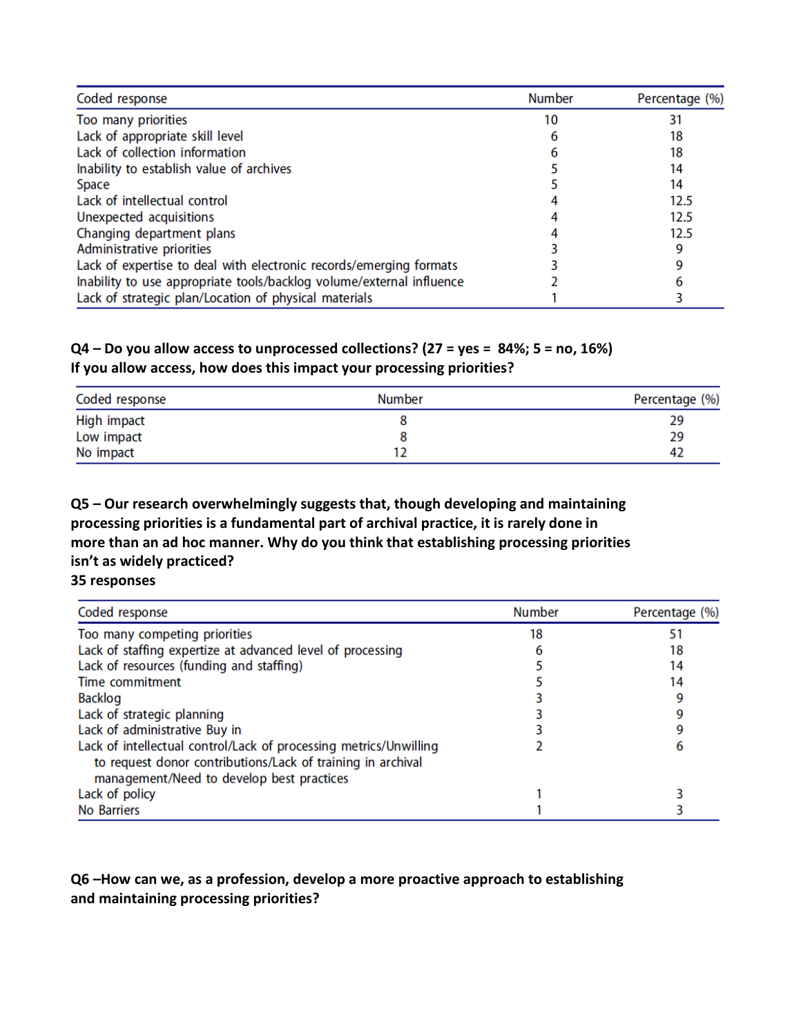| Coded response | Number | Percentage (%) |
|---|---|---|
| Too many priorities | 10 | 31 |
| Lack of appropriate skill level | 6 | 18 |
| Lack of collection information | 6 | 18 |
| Inability to establish value of archives | 5 | 14 |
| Space | 5 | 14 |
| Lack of intellectual control | 4 | 12.5 |
| Unexpected acquisitions | 4 | 12.5 |
| Changing department plans | 4 | 12.5 |
| Administrative priorities | 3 | 9 |
| Lack of expertise to deal with electronic records/emerging formats | 3 | 9 |
| Inability to use appropriate tools/backlog volume/external influence | 2 | 6 |
| Lack of strategic plan/Location of physical materials | 1 | 3 |

**Q4 – Do you allow access to unprocessed collections? (27 = yes = 84%; 5 = no, 16%)**
**If you allow access, how does this impact your processing priorities?**

| Coded response | Number | Percentage (%) |
|---|---|---|
| High impact | 8 | 29 |
| Low impact | 8 | 29 |
| No impact | 12 | 42 |

**Q5 – Our research overwhelmingly suggests that, though developing and maintaining processing priorities is a fundamental part of archival practice, it is rarely done in more than an ad hoc manner. Why do you think that establishing processing priorities isn't as widely practiced?**
**35 responses**

| Coded response | Number | Percentage (%) |
|---|---|---|
| Too many competing priorities | 18 | 51 |
| Lack of staffing expertize at advanced level of processing | 6 | 18 |
| Lack of resources (funding and staffing) | 5 | 14 |
| Time commitment | 5 | 14 |
| Backlog | 3 | 9 |
| Lack of strategic planning | 3 | 9 |
| Lack of administrative Buy in | 3 | 9 |
| Lack of intellectual control/Lack of processing metrics/Unwilling to request donor contributions/Lack of training in archival management/Need to develop best practices | 2 | 6 |
| Lack of policy | 1 | 3 |
| No Barriers | 1 | 3 |

**Q6 –How can we, as a profession, develop a more proactive approach to establishing and maintaining processing priorities?**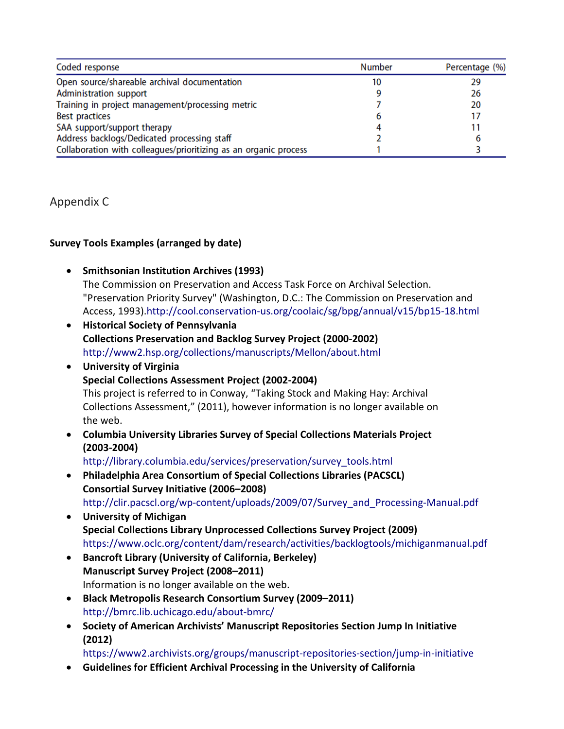| Coded response | Number | Percentage (%) |
|---|---|---|
| Open source/shareable archival documentation | 10 | 29 |
| Administration support | 9 | 26 |
| Training in project management/processing metric | 7 | 20 |
| Best practices | 6 | 17 |
| SAA support/support therapy | 4 | 11 |
| Address backlogs/Dedicated processing staff | 2 | 6 |
| Collaboration with colleagues/prioritizing as an organic process | 1 | 3 |

## Appendix C

**Survey Tools Examples (arranged by date)**

- **Smithsonian Institution Archives (1993)**
  The Commission on Preservation and Access Task Force on Archival Selection. "Preservation Priority Survey" (Washington, D.C.: The Commission on Preservation and Access, 1993).http://cool.conservation-us.org/coolaic/sg/bpg/annual/v15/bp15-18.html
- **Historical Society of Pennsylvania**
  **Collections Preservation and Backlog Survey Project (2000-2002)**
  http://www2.hsp.org/collections/manuscripts/Mellon/about.html
- **University of Virginia**
  **Special Collections Assessment Project (2002-2004)**
  This project is referred to in Conway, "Taking Stock and Making Hay: Archival Collections Assessment," (2011), however information is no longer available on the web.
- **Columbia University Libraries Survey of Special Collections Materials Project (2003-2004)**
  http://library.columbia.edu/services/preservation/survey_tools.html
- **Philadelphia Area Consortium of Special Collections Libraries (PACSCL) Consortial Survey Initiative (2006–2008)**
  http://clir.pacscl.org/wp-content/uploads/2009/07/Survey_and_Processing-Manual.pdf
- **University of Michigan**
  **Special Collections Library Unprocessed Collections Survey Project (2009)**
  https://www.oclc.org/content/dam/research/activities/backlogtools/michiganmanual.pdf
- **Bancroft Library (University of California, Berkeley)**
  **Manuscript Survey Project (2008–2011)**
  Information is no longer available on the web.
- **Black Metropolis Research Consortium Survey (2009–2011)**
  http://bmrc.lib.uchicago.edu/about-bmrc/
- **Society of American Archivists' Manuscript Repositories Section Jump In Initiative (2012)**
  https://www2.archivists.org/groups/manuscript-repositories-section/jump-in-initiative
- **Guidelines for Efficient Archival Processing in the University of California**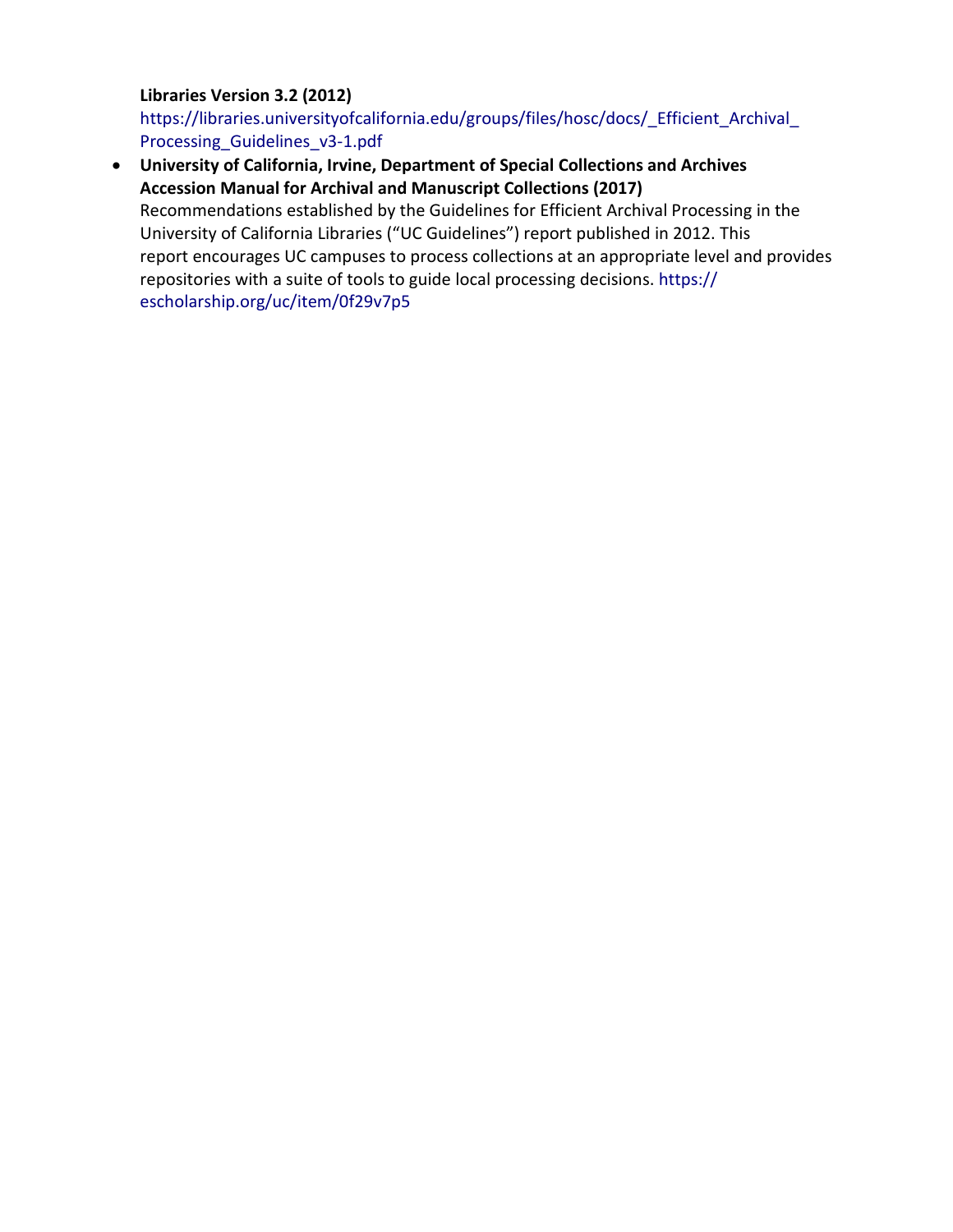**Libraries Version 3.2 (2012)**
https://libraries.universityofcalifornia.edu/groups/files/hosc/docs/_Efficient_Archival_Processing_Guidelines_v3-1.pdf

- **University of California, Irvine, Department of Special Collections and Archives Accession Manual for Archival and Manuscript Collections (2017)**
  Recommendations established by the Guidelines for Efficient Archival Processing in the University of California Libraries ("UC Guidelines") report published in 2012. This report encourages UC campuses to process collections at an appropriate level and provides repositories with a suite of tools to guide local processing decisions. https://escholarship.org/uc/item/0f29v7p5